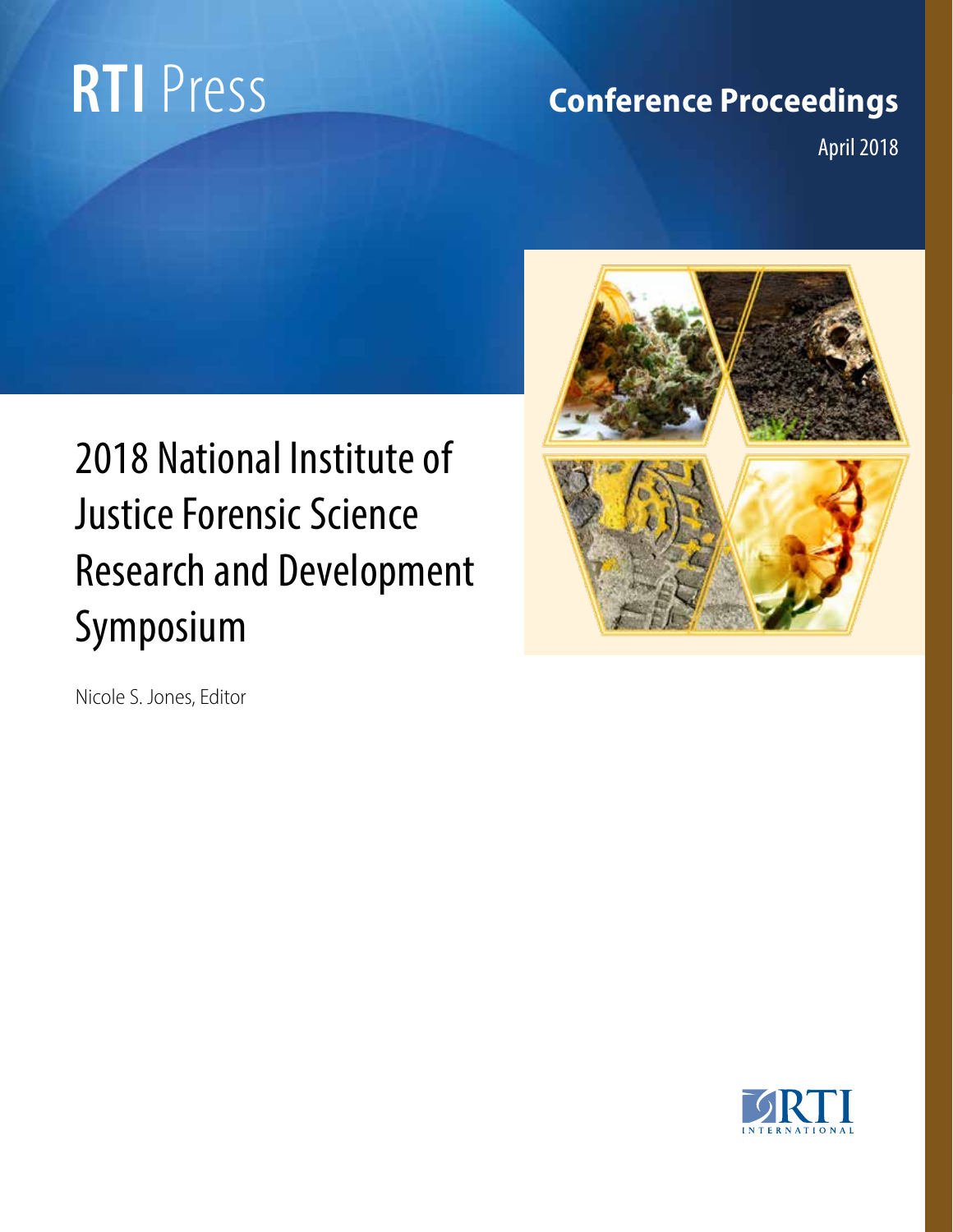RTI Press

Conference Proceedings

April 2018

# 2018 National Institute of Justice Forensic Science Research and Development Symposium

Nicole S. Jones, Editor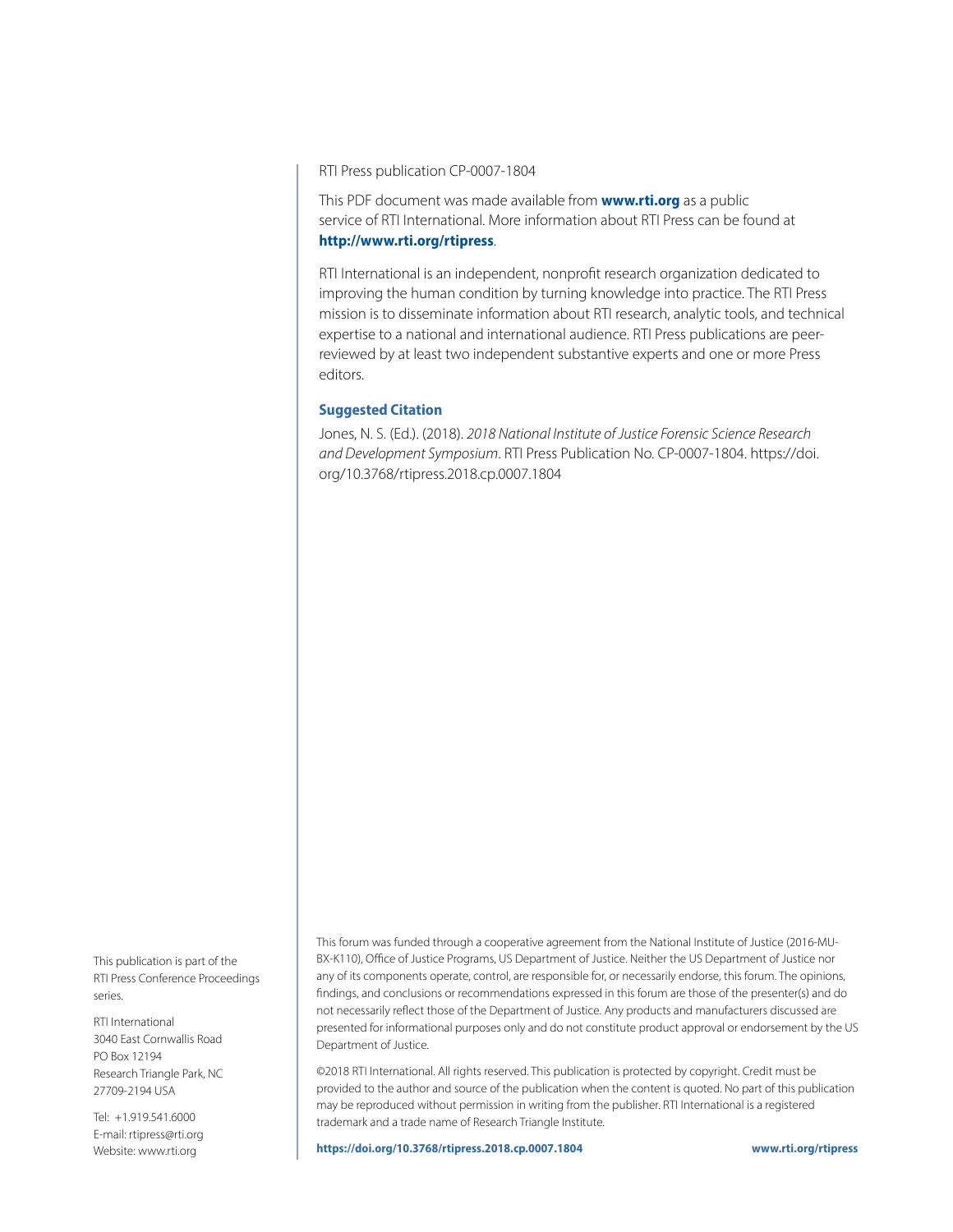RTI Press publication CP-0007-1804

This PDF document was made available from **www.rti.org** as a public service of RTI International. More information about RTI Press can be found at **http://www.rti.org/rtipress**.

RTI International is an independent, nonprofit research organization dedicated to improving the human condition by turning knowledge into practice. The RTI Press mission is to disseminate information about RTI research, analytic tools, and technical expertise to a national and international audience. RTI Press publications are peer-reviewed by at least two independent substantive experts and one or more Press editors.

### Suggested Citation

Jones, N. S. (Ed.). (2018). *2018 National Institute of Justice Forensic Science Research and Development Symposium*. RTI Press Publication No. CP-0007-1804. https://doi.org/10.3768/rtipress.2018.cp.0007.1804

This publication is part of the RTI Press Conference Proceedings series.

RTI International
3040 East Cornwallis Road
PO Box 12194
Research Triangle Park, NC
27709-2194 USA

Tel: +1.919.541.6000
E-mail: rtipress@rti.org
Website: www.rti.org

This forum was funded through a cooperative agreement from the National Institute of Justice (2016-MU-BX-K110), Office of Justice Programs, US Department of Justice. Neither the US Department of Justice nor any of its components operate, control, are responsible for, or necessarily endorse, this forum. The opinions, findings, and conclusions or recommendations expressed in this forum are those of the presenter(s) and do not necessarily reflect those of the Department of Justice. Any products and manufacturers discussed are presented for informational purposes only and do not constitute product approval or endorsement by the US Department of Justice.

©2018 RTI International. All rights reserved. This publication is protected by copyright. Credit must be provided to the author and source of the publication when the content is quoted. No part of this publication may be reproduced without permission in writing from the publisher. RTI International is a registered trademark and a trade name of Research Triangle Institute.

**https://doi.org/10.3768/rtipress.2018.cp.0007.1804** **www.rti.org/rtipress**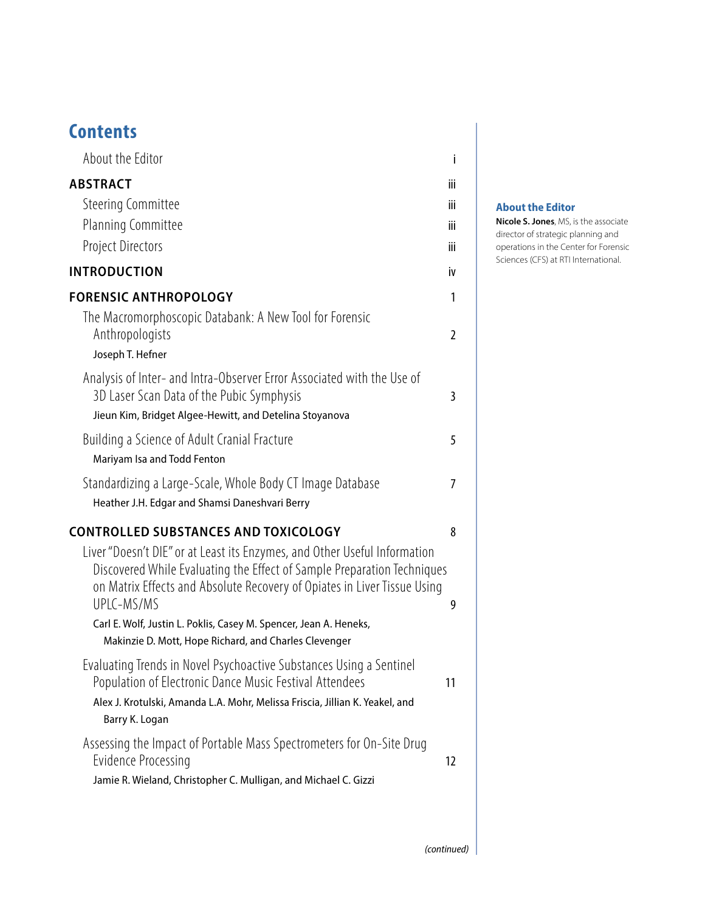# Contents

| | |
|---|---|
| About the Editor | i |
| **ABSTRACT** | iii |
| Steering Committee | iii |
| Planning Committee | iii |
| Project Directors | iii |
| **INTRODUCTION** | iv |
| **FORENSIC ANTHROPOLOGY** | 1 |
| The Macromorphoscopic Databank: A New Tool for Forensic Anthropologists<br>Joseph T. Hefner | 2 |
| Analysis of Inter- and Intra-Observer Error Associated with the Use of 3D Laser Scan Data of the Pubic Symphysis<br>Jieun Kim, Bridget Algee-Hewitt, and Detelina Stoyanova | 3 |
| Building a Science of Adult Cranial Fracture<br>Mariyam Isa and Todd Fenton | 5 |
| Standardizing a Large-Scale, Whole Body CT Image Database<br>Heather J.H. Edgar and Shamsi Daneshvari Berry | 7 |
| **CONTROLLED SUBSTANCES AND TOXICOLOGY** | 8 |
| Liver "Doesn't DIE" or at Least its Enzymes, and Other Useful Information Discovered While Evaluating the Effect of Sample Preparation Techniques on Matrix Effects and Absolute Recovery of Opiates in Liver Tissue Using UPLC-MS/MS<br>Carl E. Wolf, Justin L. Poklis, Casey M. Spencer, Jean A. Heneks, Makinzie D. Mott, Hope Richard, and Charles Clevenger | 9 |
| Evaluating Trends in Novel Psychoactive Substances Using a Sentinel Population of Electronic Dance Music Festival Attendees<br>Alex J. Krotulski, Amanda L.A. Mohr, Melissa Friscia, Jillian K. Yeakel, and Barry K. Logan | 11 |
| Assessing the Impact of Portable Mass Spectrometers for On-Site Drug Evidence Processing<br>Jamie R. Wieland, Christopher C. Mulligan, and Michael C. Gizzi | 12 |

*(continued)*

## About the Editor

**Nicole S. Jones**, MS, is the associate director of strategic planning and operations in the Center for Forensic Sciences (CFS) at RTI International.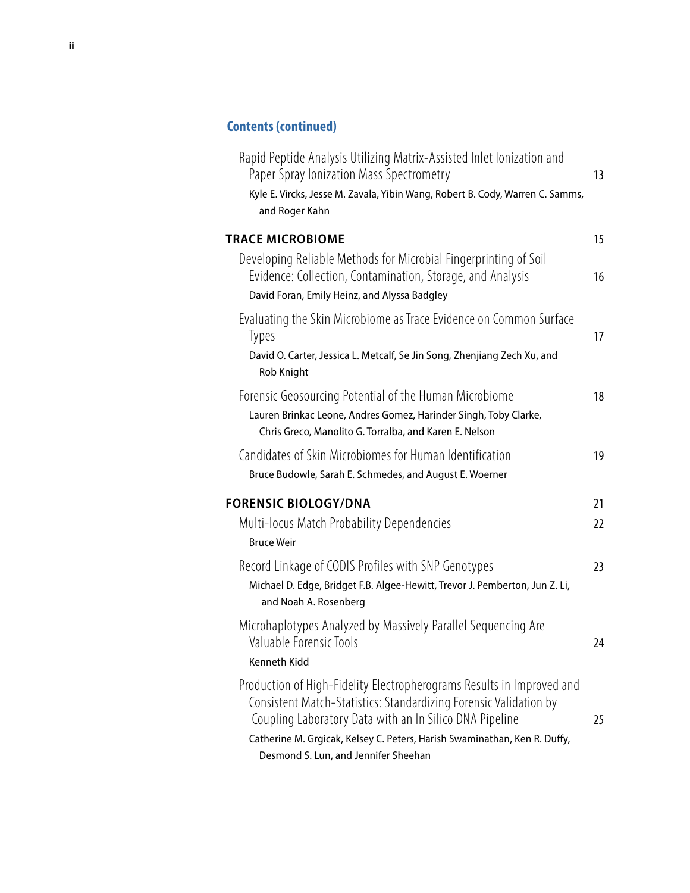## Contents (continued)

Rapid Peptide Analysis Utilizing Matrix-Assisted Inlet Ionization and Paper Spray Ionization Mass Spectrometry — 13
Kyle E. Vircks, Jesse M. Zavala, Yibin Wang, Robert B. Cody, Warren C. Samms, and Roger Kahn

**TRACE MICROBIOME** — 15

Developing Reliable Methods for Microbial Fingerprinting of Soil Evidence: Collection, Contamination, Storage, and Analysis — 16
David Foran, Emily Heinz, and Alyssa Badgley

Evaluating the Skin Microbiome as Trace Evidence on Common Surface Types — 17
David O. Carter, Jessica L. Metcalf, Se Jin Song, Zhenjiang Zech Xu, and Rob Knight

Forensic Geosourcing Potential of the Human Microbiome — 18
Lauren Brinkac Leone, Andres Gomez, Harinder Singh, Toby Clarke, Chris Greco, Manolito G. Torralba, and Karen E. Nelson

Candidates of Skin Microbiomes for Human Identification — 19
Bruce Budowle, Sarah E. Schmedes, and August E. Woerner

**FORENSIC BIOLOGY/DNA** — 21

Multi-locus Match Probability Dependencies — 22
Bruce Weir

Record Linkage of CODIS Profiles with SNP Genotypes — 23
Michael D. Edge, Bridget F.B. Algee-Hewitt, Trevor J. Pemberton, Jun Z. Li, and Noah A. Rosenberg

Microhaplotypes Analyzed by Massively Parallel Sequencing Are Valuable Forensic Tools — 24
Kenneth Kidd

Production of High-Fidelity Electropherograms Results in Improved and Consistent Match-Statistics: Standardizing Forensic Validation by Coupling Laboratory Data with an In Silico DNA Pipeline — 25
Catherine M. Grgicak, Kelsey C. Peters, Harish Swaminathan, Ken R. Duffy, Desmond S. Lun, and Jennifer Sheehan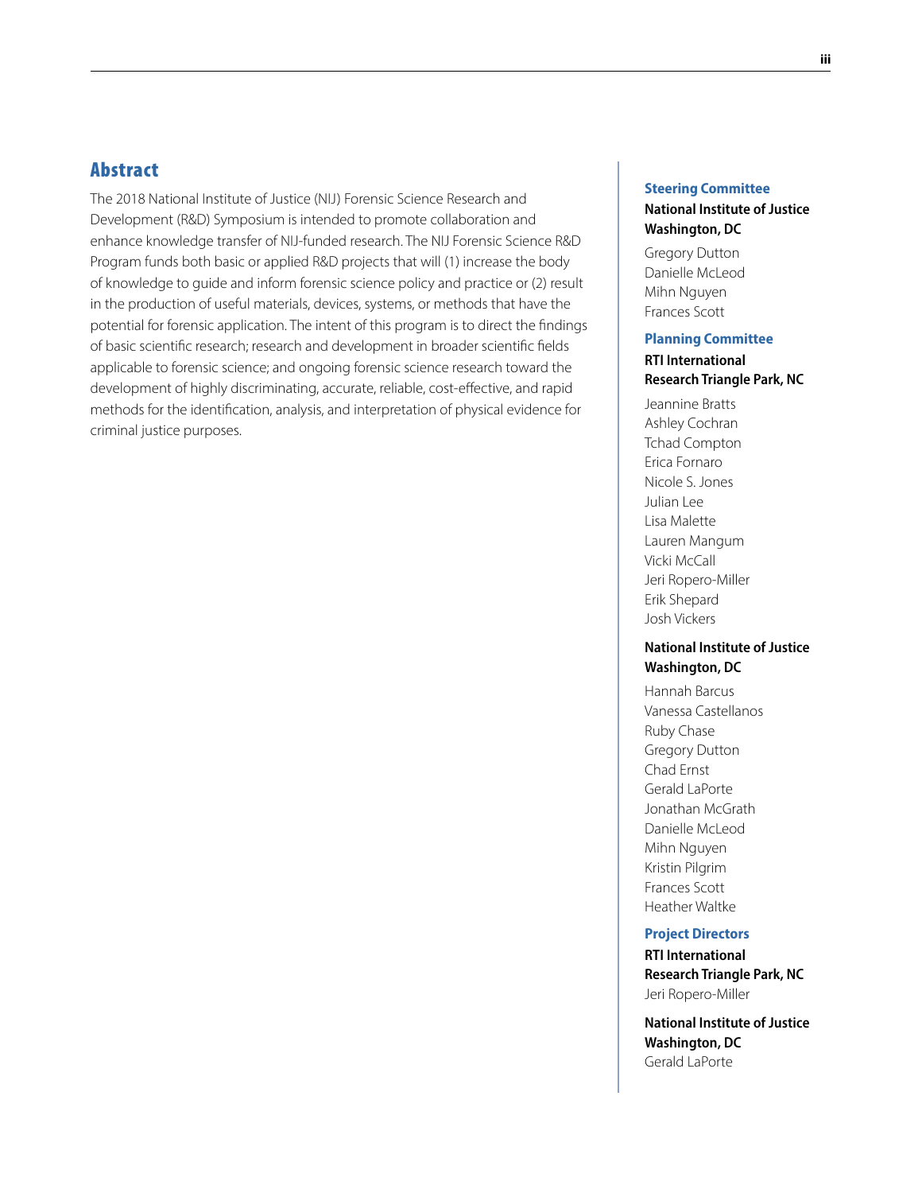## Abstract

The 2018 National Institute of Justice (NIJ) Forensic Science Research and Development (R&D) Symposium is intended to promote collaboration and enhance knowledge transfer of NIJ-funded research. The NIJ Forensic Science R&D Program funds both basic or applied R&D projects that will (1) increase the body of knowledge to guide and inform forensic science policy and practice or (2) result in the production of useful materials, devices, systems, or methods that have the potential for forensic application. The intent of this program is to direct the findings of basic scientific research; research and development in broader scientific fields applicable to forensic science; and ongoing forensic science research toward the development of highly discriminating, accurate, reliable, cost-effective, and rapid methods for the identification, analysis, and interpretation of physical evidence for criminal justice purposes.

### Steering Committee

**National Institute of Justice**
**Washington, DC**

Gregory Dutton
Danielle McLeod
Mihn Nguyen
Frances Scott

### Planning Committee

**RTI International**
**Research Triangle Park, NC**

Jeannine Bratts
Ashley Cochran
Tchad Compton
Erica Fornaro
Nicole S. Jones
Julian Lee
Lisa Malette
Lauren Mangum
Vicki McCall
Jeri Ropero-Miller
Erik Shepard
Josh Vickers

**National Institute of Justice**
**Washington, DC**

Hannah Barcus
Vanessa Castellanos
Ruby Chase
Gregory Dutton
Chad Ernst
Gerald LaPorte
Jonathan McGrath
Danielle McLeod
Mihn Nguyen
Kristin Pilgrim
Frances Scott
Heather Waltke

### Project Directors

**RTI International**
**Research Triangle Park, NC**
Jeri Ropero-Miller

**National Institute of Justice**
**Washington, DC**
Gerald LaPorte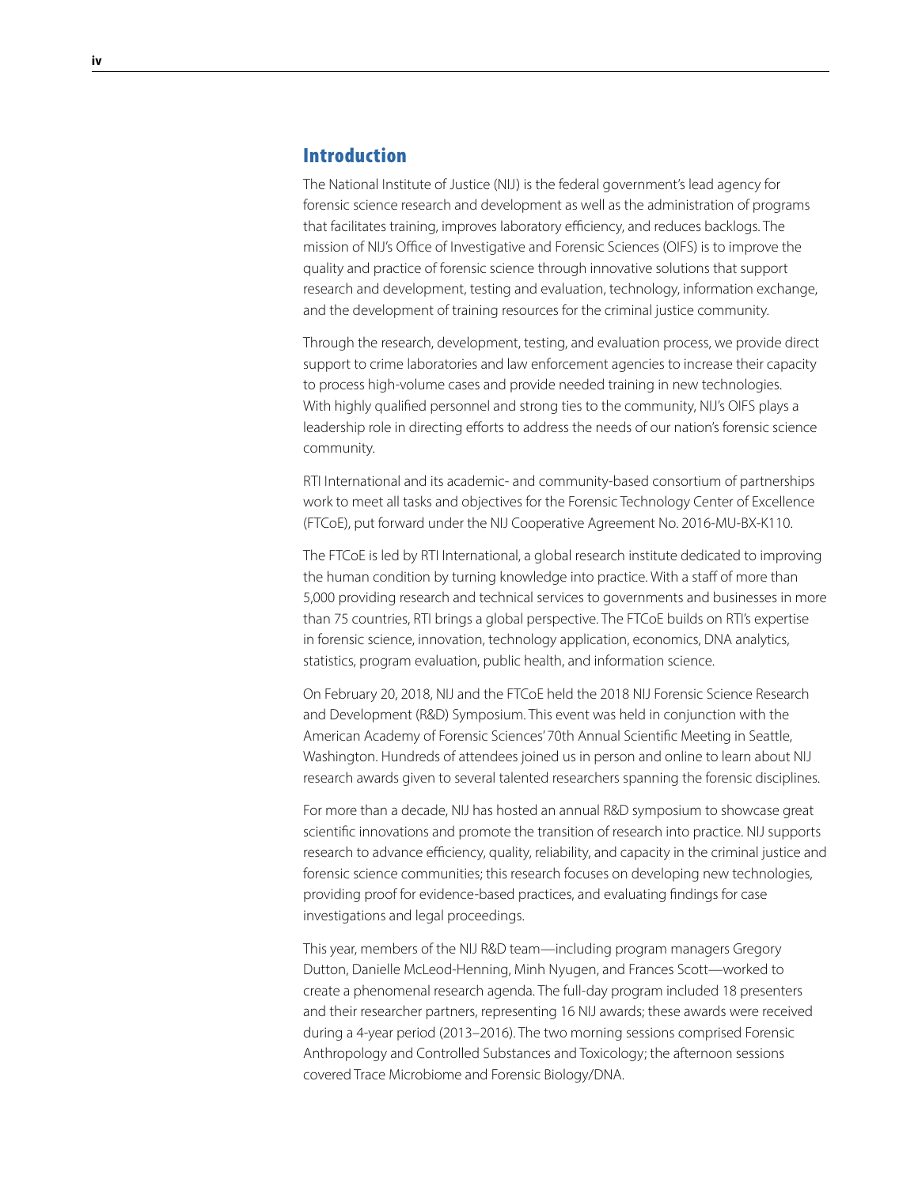## Introduction

The National Institute of Justice (NIJ) is the federal government's lead agency for forensic science research and development as well as the administration of programs that facilitates training, improves laboratory efficiency, and reduces backlogs. The mission of NIJ's Office of Investigative and Forensic Sciences (OIFS) is to improve the quality and practice of forensic science through innovative solutions that support research and development, testing and evaluation, technology, information exchange, and the development of training resources for the criminal justice community.

Through the research, development, testing, and evaluation process, we provide direct support to crime laboratories and law enforcement agencies to increase their capacity to process high-volume cases and provide needed training in new technologies. With highly qualified personnel and strong ties to the community, NIJ's OIFS plays a leadership role in directing efforts to address the needs of our nation's forensic science community.

RTI International and its academic- and community-based consortium of partnerships work to meet all tasks and objectives for the Forensic Technology Center of Excellence (FTCoE), put forward under the NIJ Cooperative Agreement No. 2016-MU-BX-K110.

The FTCoE is led by RTI International, a global research institute dedicated to improving the human condition by turning knowledge into practice. With a staff of more than 5,000 providing research and technical services to governments and businesses in more than 75 countries, RTI brings a global perspective. The FTCoE builds on RTI's expertise in forensic science, innovation, technology application, economics, DNA analytics, statistics, program evaluation, public health, and information science.

On February 20, 2018, NIJ and the FTCoE held the 2018 NIJ Forensic Science Research and Development (R&D) Symposium. This event was held in conjunction with the American Academy of Forensic Sciences' 70th Annual Scientific Meeting in Seattle, Washington. Hundreds of attendees joined us in person and online to learn about NIJ research awards given to several talented researchers spanning the forensic disciplines.

For more than a decade, NIJ has hosted an annual R&D symposium to showcase great scientific innovations and promote the transition of research into practice. NIJ supports research to advance efficiency, quality, reliability, and capacity in the criminal justice and forensic science communities; this research focuses on developing new technologies, providing proof for evidence-based practices, and evaluating findings for case investigations and legal proceedings.

This year, members of the NIJ R&D team—including program managers Gregory Dutton, Danielle McLeod-Henning, Minh Nyugen, and Frances Scott—worked to create a phenomenal research agenda. The full-day program included 18 presenters and their researcher partners, representing 16 NIJ awards; these awards were received during a 4-year period (2013–2016). The two morning sessions comprised Forensic Anthropology and Controlled Substances and Toxicology; the afternoon sessions covered Trace Microbiome and Forensic Biology/DNA.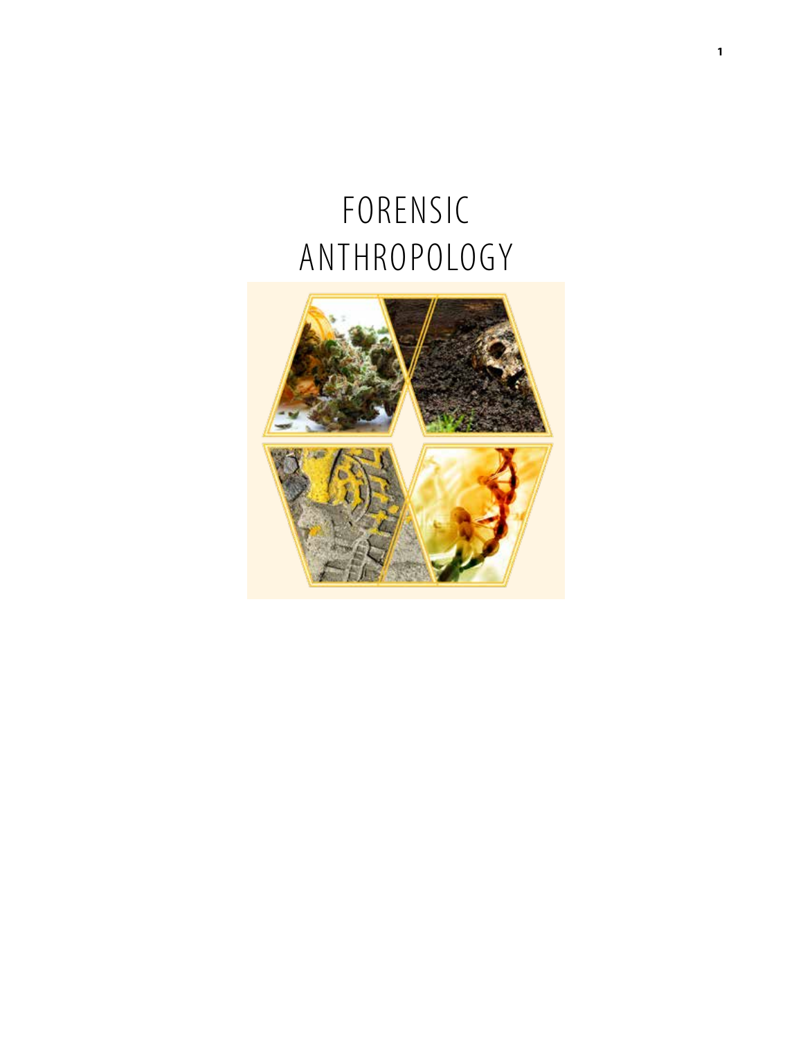# FORENSIC ANTHROPOLOGY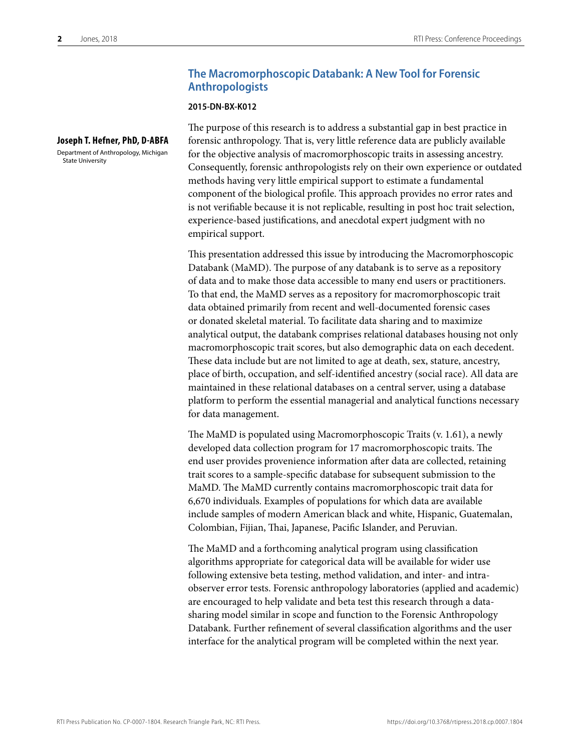## The Macromorphoscopic Databank: A New Tool for Forensic Anthropologists

**2015-DN-BX-K012**

**Joseph T. Hefner, PhD, D-ABFA**
Department of Anthropology, Michigan State University

The purpose of this research is to address a substantial gap in best practice in forensic anthropology. That is, very little reference data are publicly available for the objective analysis of macromorphoscopic traits in assessing ancestry. Consequently, forensic anthropologists rely on their own experience or outdated methods having very little empirical support to estimate a fundamental component of the biological profile. This approach provides no error rates and is not verifiable because it is not replicable, resulting in post hoc trait selection, experience-based justifications, and anecdotal expert judgment with no empirical support.

This presentation addressed this issue by introducing the Macromorphoscopic Databank (MaMD). The purpose of any databank is to serve as a repository of data and to make those data accessible to many end users or practitioners. To that end, the MaMD serves as a repository for macromorphoscopic trait data obtained primarily from recent and well-documented forensic cases or donated skeletal material. To facilitate data sharing and to maximize analytical output, the databank comprises relational databases housing not only macromorphoscopic trait scores, but also demographic data on each decedent. These data include but are not limited to age at death, sex, stature, ancestry, place of birth, occupation, and self-identified ancestry (social race). All data are maintained in these relational databases on a central server, using a database platform to perform the essential managerial and analytical functions necessary for data management.

The MaMD is populated using Macromorphoscopic Traits (v. 1.61), a newly developed data collection program for 17 macromorphoscopic traits. The end user provides provenience information after data are collected, retaining trait scores to a sample-specific database for subsequent submission to the MaMD. The MaMD currently contains macromorphoscopic trait data for 6,670 individuals. Examples of populations for which data are available include samples of modern American black and white, Hispanic, Guatemalan, Colombian, Fijian, Thai, Japanese, Pacific Islander, and Peruvian.

The MaMD and a forthcoming analytical program using classification algorithms appropriate for categorical data will be available for wider use following extensive beta testing, method validation, and inter- and intra-observer error tests. Forensic anthropology laboratories (applied and academic) are encouraged to help validate and beta test this research through a data-sharing model similar in scope and function to the Forensic Anthropology Databank. Further refinement of several classification algorithms and the user interface for the analytical program will be completed within the next year.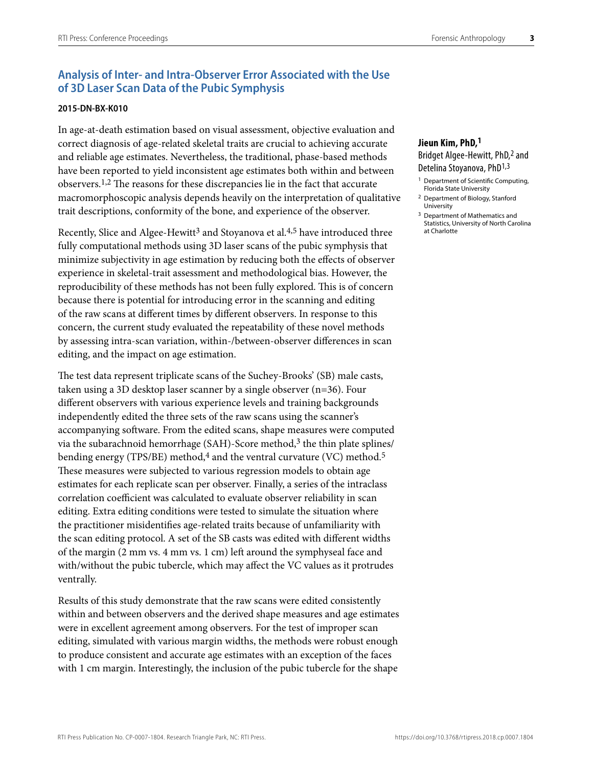## Analysis of Inter- and Intra-Observer Error Associated with the Use of 3D Laser Scan Data of the Pubic Symphysis

**2015-DN-BX-K010**

**Jieun Kim, PhD,[1]**
Bridget Algee-Hewitt, PhD,[2] and Detelina Stoyanova, PhD[1,3]

[1] Department of Scientific Computing, Florida State University
[2] Department of Biology, Stanford University
[3] Department of Mathematics and Statistics, University of North Carolina at Charlotte

In age-at-death estimation based on visual assessment, objective evaluation and correct diagnosis of age-related skeletal traits are crucial to achieving accurate and reliable age estimates. Nevertheless, the traditional, phase-based methods have been reported to yield inconsistent age estimates both within and between observers.[1,2] The reasons for these discrepancies lie in the fact that accurate macromorphoscopic analysis depends heavily on the interpretation of qualitative trait descriptions, conformity of the bone, and experience of the observer.

Recently, Slice and Algee-Hewitt[3] and Stoyanova et al.[4,5] have introduced three fully computational methods using 3D laser scans of the pubic symphysis that minimize subjectivity in age estimation by reducing both the effects of observer experience in skeletal-trait assessment and methodological bias. However, the reproducibility of these methods has not been fully explored. This is of concern because there is potential for introducing error in the scanning and editing of the raw scans at different times by different observers. In response to this concern, the current study evaluated the repeatability of these novel methods by assessing intra-scan variation, within-/between-observer differences in scan editing, and the impact on age estimation.

The test data represent triplicate scans of the Suchey-Brooks' (SB) male casts, taken using a 3D desktop laser scanner by a single observer (n=36). Four different observers with various experience levels and training backgrounds independently edited the three sets of the raw scans using the scanner's accompanying software. From the edited scans, shape measures were computed via the subarachnoid hemorrhage (SAH)-Score method,[3] the thin plate splines/bending energy (TPS/BE) method,[4] and the ventral curvature (VC) method.[5] These measures were subjected to various regression models to obtain age estimates for each replicate scan per observer. Finally, a series of the intraclass correlation coefficient was calculated to evaluate observer reliability in scan editing. Extra editing conditions were tested to simulate the situation where the practitioner misidentifies age-related traits because of unfamiliarity with the scan editing protocol. A set of the SB casts was edited with different widths of the margin (2 mm vs. 4 mm vs. 1 cm) left around the symphyseal face and with/without the pubic tubercle, which may affect the VC values as it protrudes ventrally.

Results of this study demonstrate that the raw scans were edited consistently within and between observers and the derived shape measures and age estimates were in excellent agreement among observers. For the test of improper scan editing, simulated with various margin widths, the methods were robust enough to produce consistent and accurate age estimates with an exception of the faces with 1 cm margin. Interestingly, the inclusion of the pubic tubercle for the shape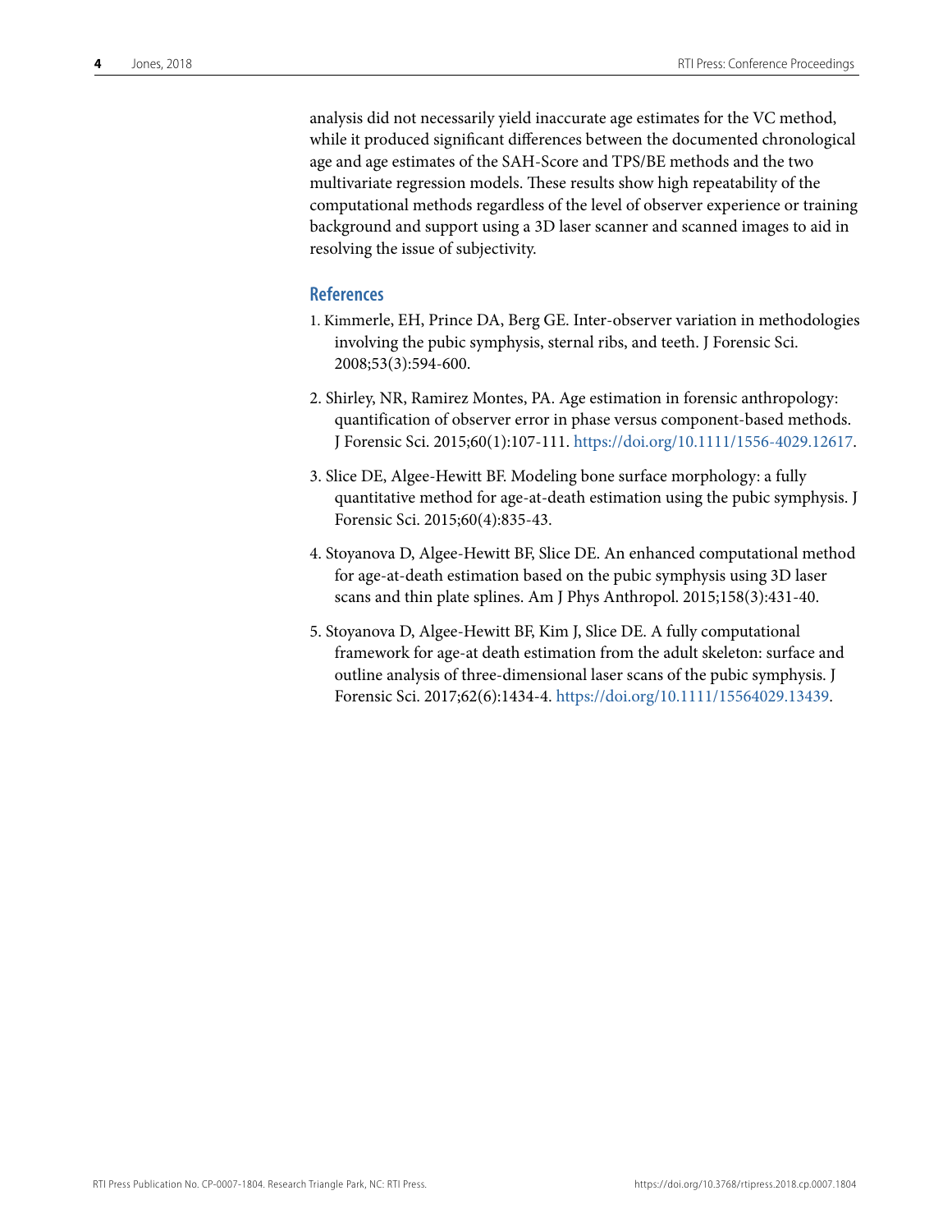analysis did not necessarily yield inaccurate age estimates for the VC method, while it produced significant differences between the documented chronological age and age estimates of the SAH-Score and TPS/BE methods and the two multivariate regression models. These results show high repeatability of the computational methods regardless of the level of observer experience or training background and support using a 3D laser scanner and scanned images to aid in resolving the issue of subjectivity.

## References

1. Kimmerle, EH, Prince DA, Berg GE. Inter-observer variation in methodologies involving the pubic symphysis, sternal ribs, and teeth. J Forensic Sci. 2008;53(3):594-600.

2. Shirley, NR, Ramirez Montes, PA. Age estimation in forensic anthropology: quantification of observer error in phase versus component-based methods. J Forensic Sci. 2015;60(1):107-111. https://doi.org/10.1111/1556-4029.12617.

3. Slice DE, Algee-Hewitt BF. Modeling bone surface morphology: a fully quantitative method for age-at-death estimation using the pubic symphysis. J Forensic Sci. 2015;60(4):835-43.

4. Stoyanova D, Algee-Hewitt BF, Slice DE. An enhanced computational method for age-at-death estimation based on the pubic symphysis using 3D laser scans and thin plate splines. Am J Phys Anthropol. 2015;158(3):431-40.

5. Stoyanova D, Algee-Hewitt BF, Kim J, Slice DE. A fully computational framework for age-at death estimation from the adult skeleton: surface and outline analysis of three-dimensional laser scans of the pubic symphysis. J Forensic Sci. 2017;62(6):1434-4. https://doi.org/10.1111/15564029.13439.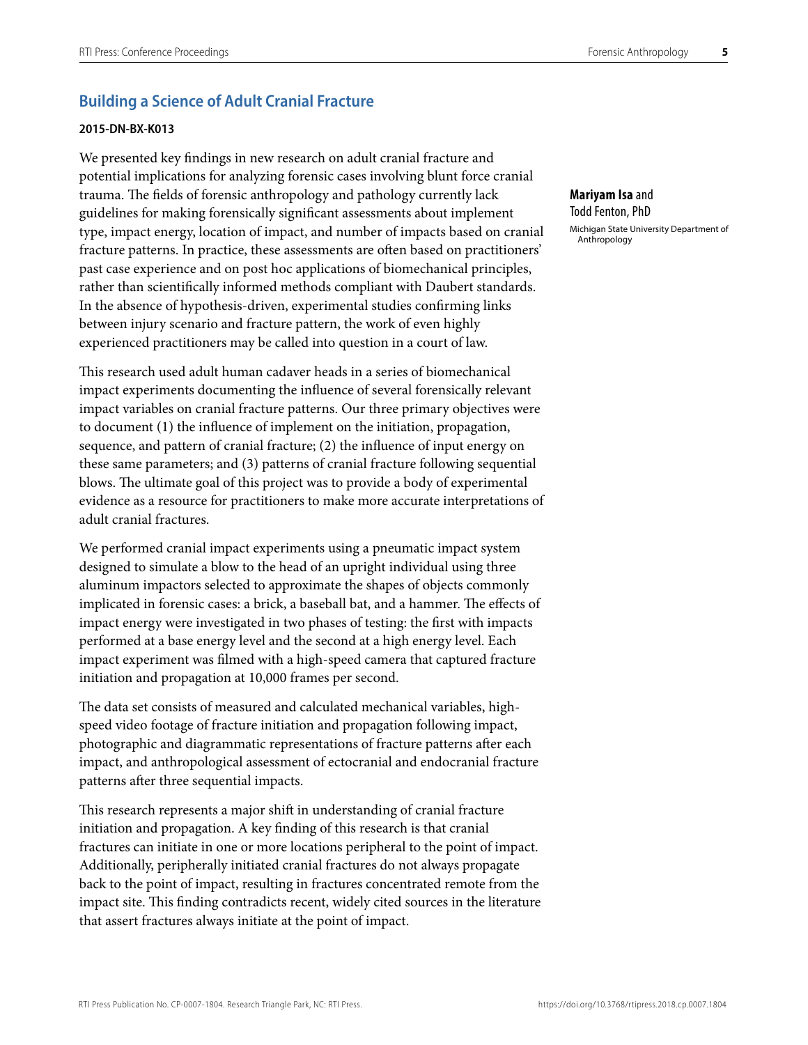## Building a Science of Adult Cranial Fracture

**2015-DN-BX-K013**

**Mariyam Isa** and Todd Fenton, PhD

Michigan State University Department of Anthropology

We presented key findings in new research on adult cranial fracture and potential implications for analyzing forensic cases involving blunt force cranial trauma. The fields of forensic anthropology and pathology currently lack guidelines for making forensically significant assessments about implement type, impact energy, location of impact, and number of impacts based on cranial fracture patterns. In practice, these assessments are often based on practitioners' past case experience and on post hoc applications of biomechanical principles, rather than scientifically informed methods compliant with Daubert standards. In the absence of hypothesis-driven, experimental studies confirming links between injury scenario and fracture pattern, the work of even highly experienced practitioners may be called into question in a court of law.

This research used adult human cadaver heads in a series of biomechanical impact experiments documenting the influence of several forensically relevant impact variables on cranial fracture patterns. Our three primary objectives were to document (1) the influence of implement on the initiation, propagation, sequence, and pattern of cranial fracture; (2) the influence of input energy on these same parameters; and (3) patterns of cranial fracture following sequential blows. The ultimate goal of this project was to provide a body of experimental evidence as a resource for practitioners to make more accurate interpretations of adult cranial fractures.

We performed cranial impact experiments using a pneumatic impact system designed to simulate a blow to the head of an upright individual using three aluminum impactors selected to approximate the shapes of objects commonly implicated in forensic cases: a brick, a baseball bat, and a hammer. The effects of impact energy were investigated in two phases of testing: the first with impacts performed at a base energy level and the second at a high energy level. Each impact experiment was filmed with a high-speed camera that captured fracture initiation and propagation at 10,000 frames per second.

The data set consists of measured and calculated mechanical variables, high-speed video footage of fracture initiation and propagation following impact, photographic and diagrammatic representations of fracture patterns after each impact, and anthropological assessment of ectocranial and endocranial fracture patterns after three sequential impacts.

This research represents a major shift in understanding of cranial fracture initiation and propagation. A key finding of this research is that cranial fractures can initiate in one or more locations peripheral to the point of impact. Additionally, peripherally initiated cranial fractures do not always propagate back to the point of impact, resulting in fractures concentrated remote from the impact site. This finding contradicts recent, widely cited sources in the literature that assert fractures always initiate at the point of impact.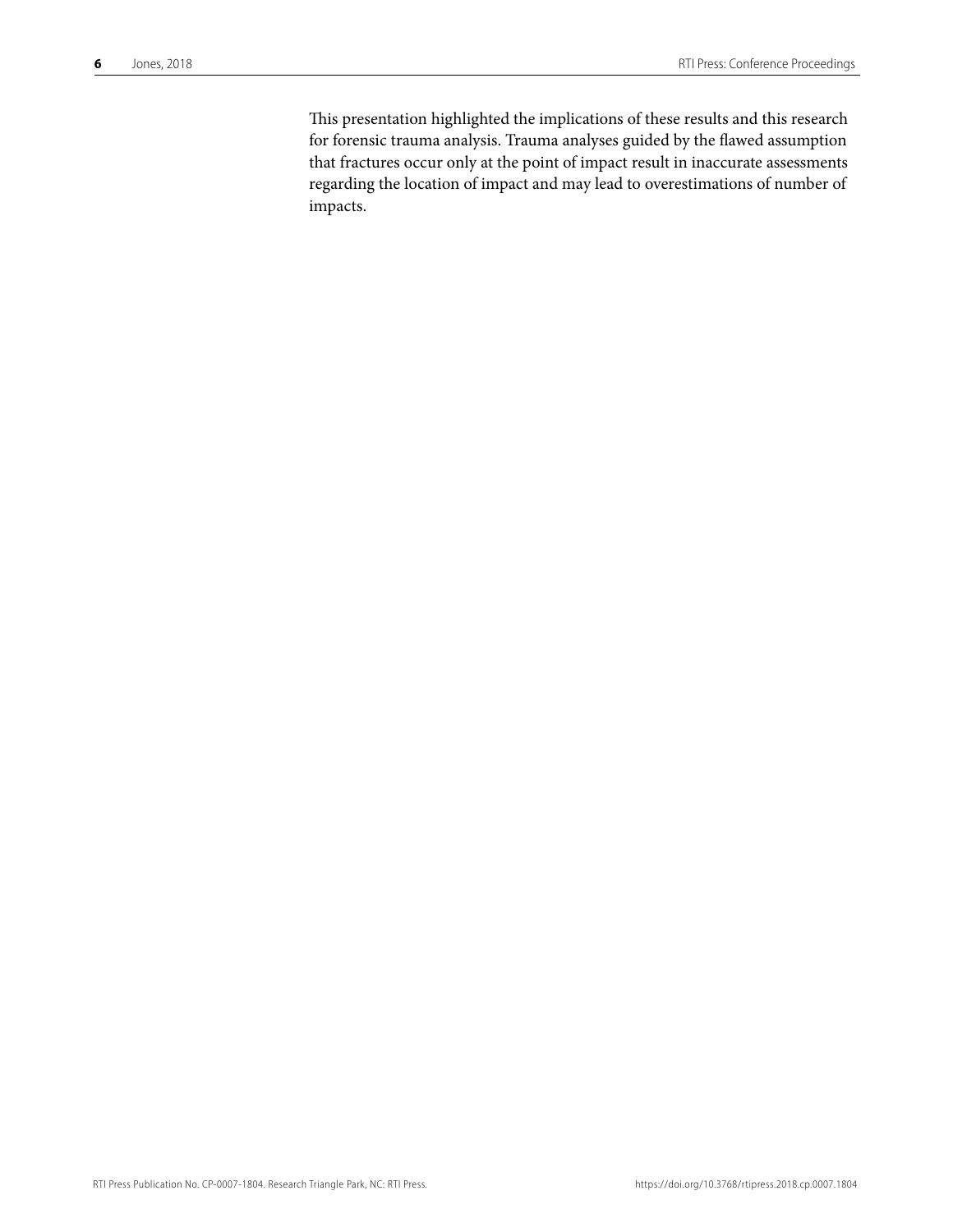This presentation highlighted the implications of these results and this research for forensic trauma analysis. Trauma analyses guided by the flawed assumption that fractures occur only at the point of impact result in inaccurate assessments regarding the location of impact and may lead to overestimations of number of impacts.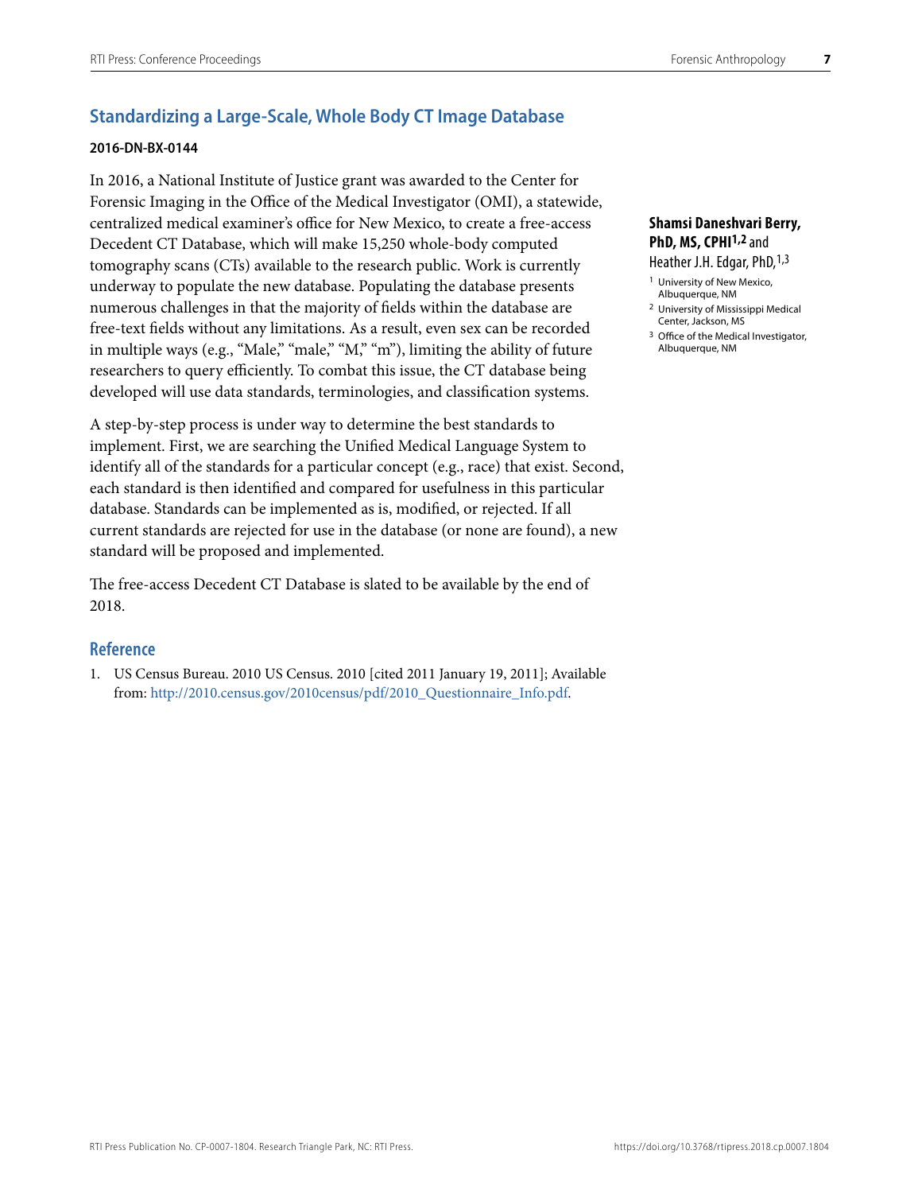## Standardizing a Large-Scale, Whole Body CT Image Database

**2016-DN-BX-0144**

**Shamsi Daneshvari Berry, PhD, MS, CPHI**[1,2] and Heather J.H. Edgar, PhD,[1,3]

[1] University of New Mexico, Albuquerque, NM

[2] University of Mississippi Medical Center, Jackson, MS

[3] Office of the Medical Investigator, Albuquerque, NM

In 2016, a National Institute of Justice grant was awarded to the Center for Forensic Imaging in the Office of the Medical Investigator (OMI), a statewide, centralized medical examiner's office for New Mexico, to create a free-access Decedent CT Database, which will make 15,250 whole-body computed tomography scans (CTs) available to the research public. Work is currently underway to populate the new database. Populating the database presents numerous challenges in that the majority of fields within the database are free-text fields without any limitations. As a result, even sex can be recorded in multiple ways (e.g., "Male," "male," "M," "m"), limiting the ability of future researchers to query efficiently. To combat this issue, the CT database being developed will use data standards, terminologies, and classification systems.

A step-by-step process is under way to determine the best standards to implement. First, we are searching the Unified Medical Language System to identify all of the standards for a particular concept (e.g., race) that exist. Second, each standard is then identified and compared for usefulness in this particular database. Standards can be implemented as is, modified, or rejected. If all current standards are rejected for use in the database (or none are found), a new standard will be proposed and implemented.

The free-access Decedent CT Database is slated to be available by the end of 2018.

### Reference

1. US Census Bureau. 2010 US Census. 2010 [cited 2011 January 19, 2011]; Available from: http://2010.census.gov/2010census/pdf/2010_Questionnaire_Info.pdf.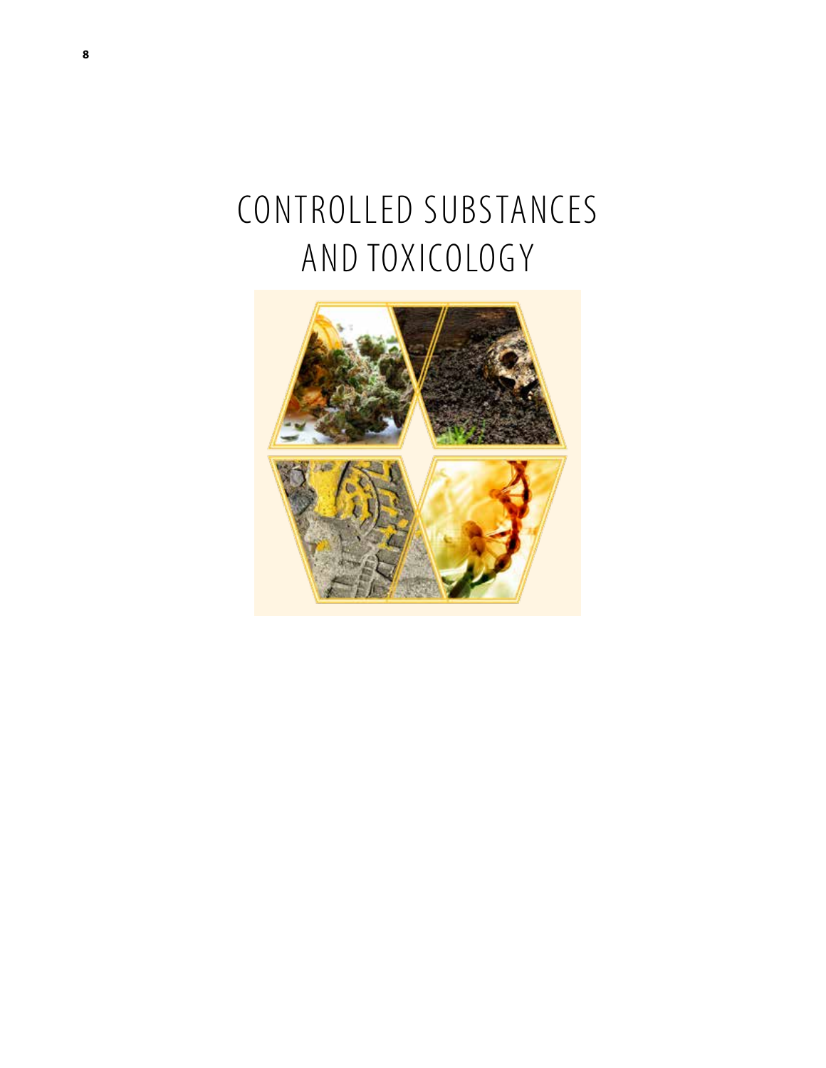# CONTROLLED SUBSTANCES AND TOXICOLOGY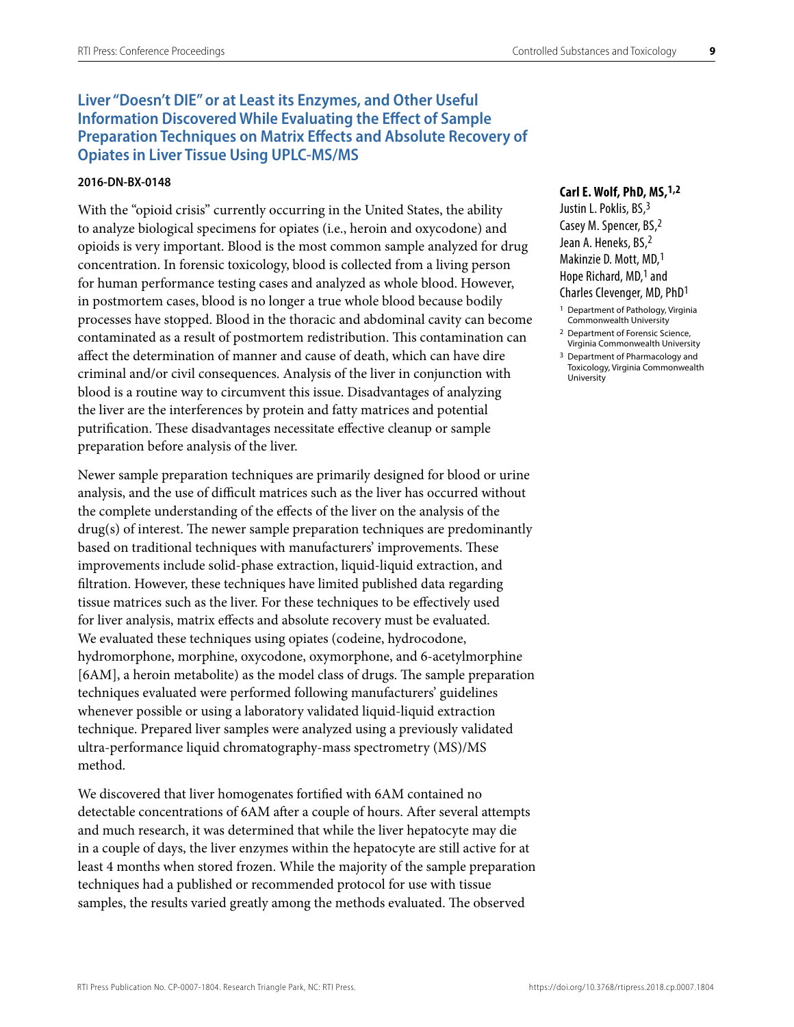## Liver "Doesn't DIE" or at Least its Enzymes, and Other Useful Information Discovered While Evaluating the Effect of Sample Preparation Techniques on Matrix Effects and Absolute Recovery of Opiates in Liver Tissue Using UPLC-MS/MS

**2016-DN-BX-0148**

**Carl E. Wolf, PhD, MS,[1,2]**
Justin L. Poklis, BS,[3]
Casey M. Spencer, BS,[2]
Jean A. Heneks, BS,[2]
Makinzie D. Mott, MD,[1]
Hope Richard, MD,[1] and
Charles Clevenger, MD, PhD[1]

[1] Department of Pathology, Virginia Commonwealth University

[2] Department of Forensic Science, Virginia Commonwealth University

[3] Department of Pharmacology and Toxicology, Virginia Commonwealth University

With the "opioid crisis" currently occurring in the United States, the ability to analyze biological specimens for opiates (i.e., heroin and oxycodone) and opioids is very important. Blood is the most common sample analyzed for drug concentration. In forensic toxicology, blood is collected from a living person for human performance testing cases and analyzed as whole blood. However, in postmortem cases, blood is no longer a true whole blood because bodily processes have stopped. Blood in the thoracic and abdominal cavity can become contaminated as a result of postmortem redistribution. This contamination can affect the determination of manner and cause of death, which can have dire criminal and/or civil consequences. Analysis of the liver in conjunction with blood is a routine way to circumvent this issue. Disadvantages of analyzing the liver are the interferences by protein and fatty matrices and potential putrification. These disadvantages necessitate effective cleanup or sample preparation before analysis of the liver.

Newer sample preparation techniques are primarily designed for blood or urine analysis, and the use of difficult matrices such as the liver has occurred without the complete understanding of the effects of the liver on the analysis of the drug(s) of interest. The newer sample preparation techniques are predominantly based on traditional techniques with manufacturers' improvements. These improvements include solid-phase extraction, liquid-liquid extraction, and filtration. However, these techniques have limited published data regarding tissue matrices such as the liver. For these techniques to be effectively used for liver analysis, matrix effects and absolute recovery must be evaluated. We evaluated these techniques using opiates (codeine, hydrocodone, hydromorphone, morphine, oxycodone, oxymorphone, and 6-acetylmorphine [6AM], a heroin metabolite) as the model class of drugs. The sample preparation techniques evaluated were performed following manufacturers' guidelines whenever possible or using a laboratory validated liquid-liquid extraction technique. Prepared liver samples were analyzed using a previously validated ultra-performance liquid chromatography-mass spectrometry (MS)/MS method.

We discovered that liver homogenates fortified with 6AM contained no detectable concentrations of 6AM after a couple of hours. After several attempts and much research, it was determined that while the liver hepatocyte may die in a couple of days, the liver enzymes within the hepatocyte are still active for at least 4 months when stored frozen. While the majority of the sample preparation techniques had a published or recommended protocol for use with tissue samples, the results varied greatly among the methods evaluated. The observed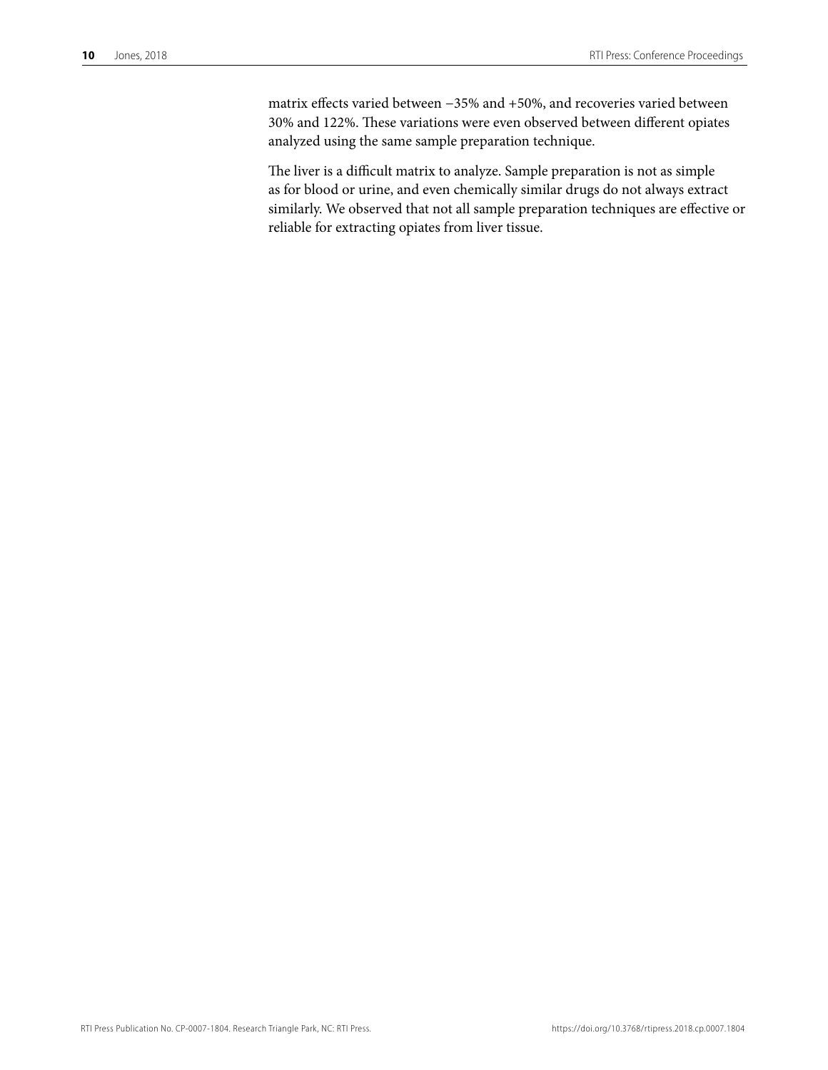matrix effects varied between −35% and +50%, and recoveries varied between 30% and 122%. These variations were even observed between different opiates analyzed using the same sample preparation technique.

The liver is a difficult matrix to analyze. Sample preparation is not as simple as for blood or urine, and even chemically similar drugs do not always extract similarly. We observed that not all sample preparation techniques are effective or reliable for extracting opiates from liver tissue.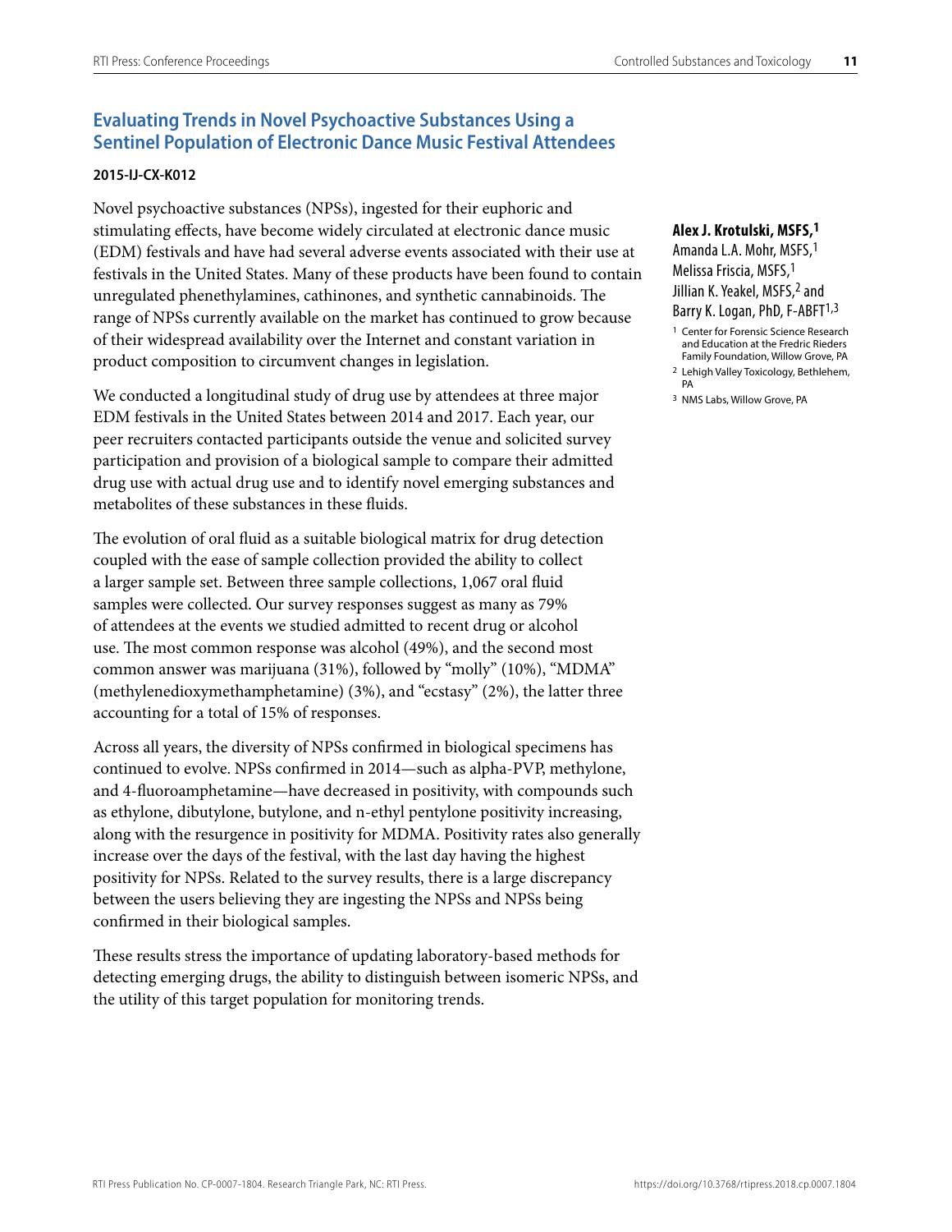## Evaluating Trends in Novel Psychoactive Substances Using a Sentinel Population of Electronic Dance Music Festival Attendees

**2015-IJ-CX-K012**

**Alex J. Krotulski, MSFS,[1]**
Amanda L.A. Mohr, MSFS,[1]
Melissa Friscia, MSFS,[1]
Jillian K. Yeakel, MSFS,[2] and
Barry K. Logan, PhD, F-ABFT[1,3]

[1] Center for Forensic Science Research and Education at the Fredric Rieders Family Foundation, Willow Grove, PA

[2] Lehigh Valley Toxicology, Bethlehem, PA

[3] NMS Labs, Willow Grove, PA

Novel psychoactive substances (NPSs), ingested for their euphoric and stimulating effects, have become widely circulated at electronic dance music (EDM) festivals and have had several adverse events associated with their use at festivals in the United States. Many of these products have been found to contain unregulated phenethylamines, cathinones, and synthetic cannabinoids. The range of NPSs currently available on the market has continued to grow because of their widespread availability over the Internet and constant variation in product composition to circumvent changes in legislation.

We conducted a longitudinal study of drug use by attendees at three major EDM festivals in the United States between 2014 and 2017. Each year, our peer recruiters contacted participants outside the venue and solicited survey participation and provision of a biological sample to compare their admitted drug use with actual drug use and to identify novel emerging substances and metabolites of these substances in these fluids.

The evolution of oral fluid as a suitable biological matrix for drug detection coupled with the ease of sample collection provided the ability to collect a larger sample set. Between three sample collections, 1,067 oral fluid samples were collected. Our survey responses suggest as many as 79% of attendees at the events we studied admitted to recent drug or alcohol use. The most common response was alcohol (49%), and the second most common answer was marijuana (31%), followed by "molly" (10%), "MDMA" (methylenedioxymethamphetamine) (3%), and "ecstasy" (2%), the latter three accounting for a total of 15% of responses.

Across all years, the diversity of NPSs confirmed in biological specimens has continued to evolve. NPSs confirmed in 2014—such as alpha-PVP, methylone, and 4-fluoroamphetamine—have decreased in positivity, with compounds such as ethylone, dibutylone, butylone, and n-ethyl pentylone positivity increasing, along with the resurgence in positivity for MDMA. Positivity rates also generally increase over the days of the festival, with the last day having the highest positivity for NPSs. Related to the survey results, there is a large discrepancy between the users believing they are ingesting the NPSs and NPSs being confirmed in their biological samples.

These results stress the importance of updating laboratory-based methods for detecting emerging drugs, the ability to distinguish between isomeric NPSs, and the utility of this target population for monitoring trends.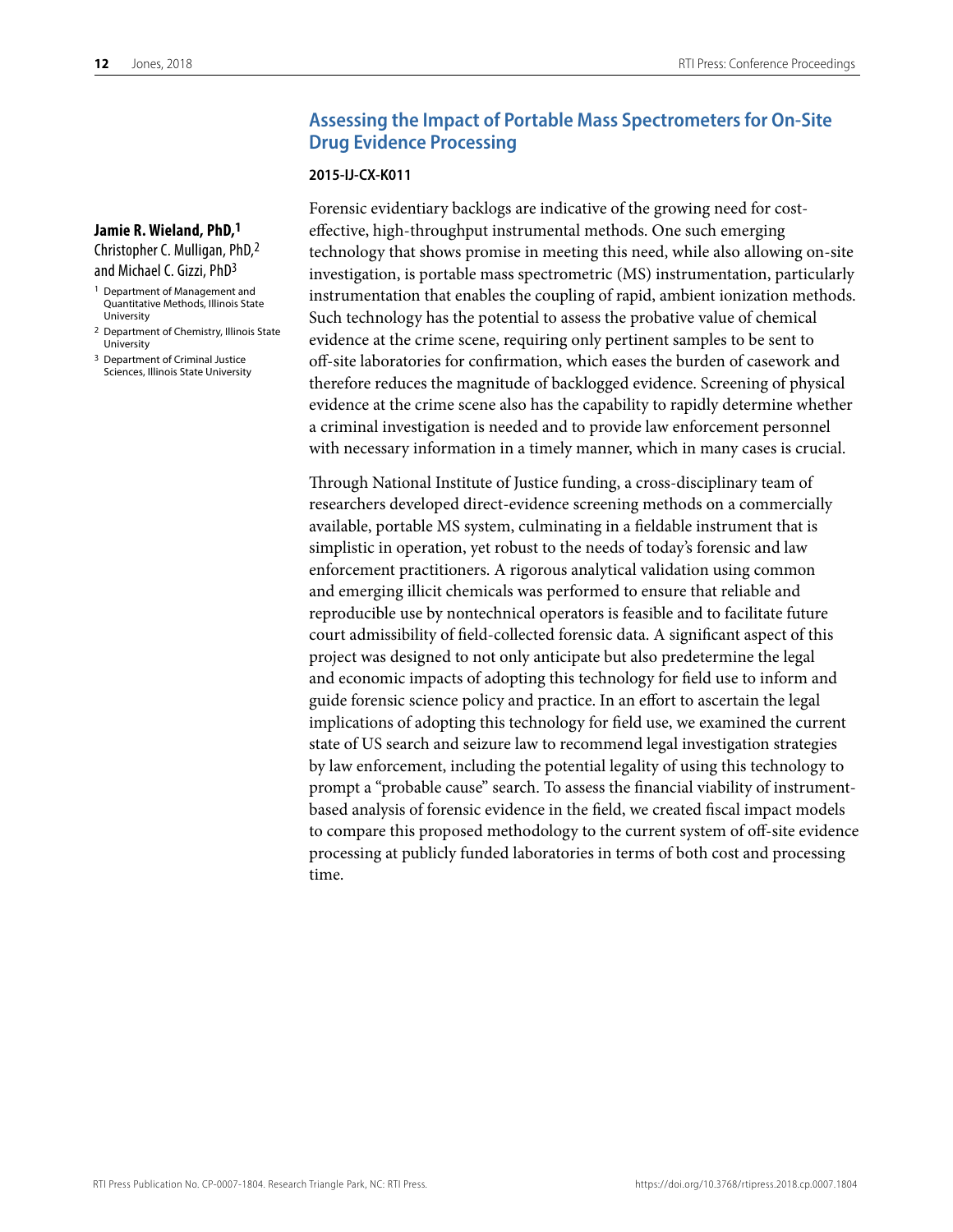## Assessing the Impact of Portable Mass Spectrometers for On-Site Drug Evidence Processing

**2015-IJ-CX-K011**

**Jamie R. Wieland, PhD,**[1]
Christopher C. Mulligan, PhD,[2]
and Michael C. Gizzi, PhD[3]

[1] Department of Management and Quantitative Methods, Illinois State University

[2] Department of Chemistry, Illinois State University

[3] Department of Criminal Justice Sciences, Illinois State University

Forensic evidentiary backlogs are indicative of the growing need for cost-effective, high-throughput instrumental methods. One such emerging technology that shows promise in meeting this need, while also allowing on-site investigation, is portable mass spectrometric (MS) instrumentation, particularly instrumentation that enables the coupling of rapid, ambient ionization methods. Such technology has the potential to assess the probative value of chemical evidence at the crime scene, requiring only pertinent samples to be sent to off-site laboratories for confirmation, which eases the burden of casework and therefore reduces the magnitude of backlogged evidence. Screening of physical evidence at the crime scene also has the capability to rapidly determine whether a criminal investigation is needed and to provide law enforcement personnel with necessary information in a timely manner, which in many cases is crucial.

Through National Institute of Justice funding, a cross-disciplinary team of researchers developed direct-evidence screening methods on a commercially available, portable MS system, culminating in a fieldable instrument that is simplistic in operation, yet robust to the needs of today's forensic and law enforcement practitioners. A rigorous analytical validation using common and emerging illicit chemicals was performed to ensure that reliable and reproducible use by nontechnical operators is feasible and to facilitate future court admissibility of field-collected forensic data. A significant aspect of this project was designed to not only anticipate but also predetermine the legal and economic impacts of adopting this technology for field use to inform and guide forensic science policy and practice. In an effort to ascertain the legal implications of adopting this technology for field use, we examined the current state of US search and seizure law to recommend legal investigation strategies by law enforcement, including the potential legality of using this technology to prompt a "probable cause" search. To assess the financial viability of instrument-based analysis of forensic evidence in the field, we created fiscal impact models to compare this proposed methodology to the current system of off-site evidence processing at publicly funded laboratories in terms of both cost and processing time.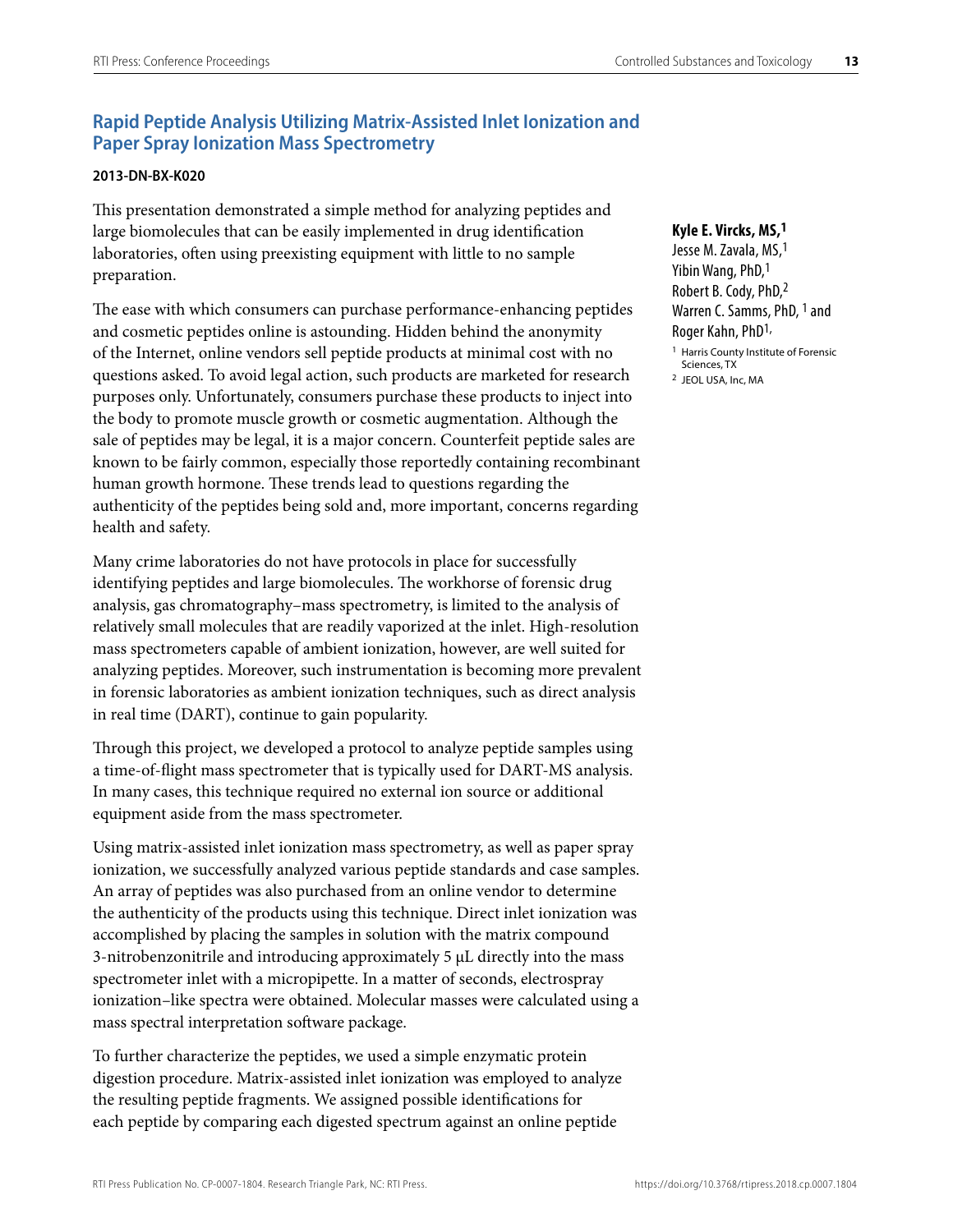## Rapid Peptide Analysis Utilizing Matrix-Assisted Inlet Ionization and Paper Spray Ionization Mass Spectrometry

**2013-DN-BX-K020**

**Kyle E. Virck s, MS,[1]**
Jesse M. Zavala, MS,[1]
Yibin Wang, PhD,[1]
Robert B. Cody, PhD,[2]
Warren C. Samms, PhD, [1] and
Roger Kahn, PhD[1,]

[1] Harris County Institute of Forensic Sciences, TX
[2] JEOL USA, Inc, MA

This presentation demonstrated a simple method for analyzing peptides and large biomolecules that can be easily implemented in drug identification laboratories, often using preexisting equipment with little to no sample preparation.

The ease with which consumers can purchase performance-enhancing peptides and cosmetic peptides online is astounding. Hidden behind the anonymity of the Internet, online vendors sell peptide products at minimal cost with no questions asked. To avoid legal action, such products are marketed for research purposes only. Unfortunately, consumers purchase these products to inject into the body to promote muscle growth or cosmetic augmentation. Although the sale of peptides may be legal, it is a major concern. Counterfeit peptide sales are known to be fairly common, especially those reportedly containing recombinant human growth hormone. These trends lead to questions regarding the authenticity of the peptides being sold and, more important, concerns regarding health and safety.

Many crime laboratories do not have protocols in place for successfully identifying peptides and large biomolecules. The workhorse of forensic drug analysis, gas chromatography–mass spectrometry, is limited to the analysis of relatively small molecules that are readily vaporized at the inlet. High-resolution mass spectrometers capable of ambient ionization, however, are well suited for analyzing peptides. Moreover, such instrumentation is becoming more prevalent in forensic laboratories as ambient ionization techniques, such as direct analysis in real time (DART), continue to gain popularity.

Through this project, we developed a protocol to analyze peptide samples using a time-of-flight mass spectrometer that is typically used for DART-MS analysis. In many cases, this technique required no external ion source or additional equipment aside from the mass spectrometer.

Using matrix-assisted inlet ionization mass spectrometry, as well as paper spray ionization, we successfully analyzed various peptide standards and case samples. An array of peptides was also purchased from an online vendor to determine the authenticity of the products using this technique. Direct inlet ionization was accomplished by placing the samples in solution with the matrix compound 3-nitrobenzonitrile and introducing approximately 5 μL directly into the mass spectrometer inlet with a micropipette. In a matter of seconds, electrospray ionization–like spectra were obtained. Molecular masses were calculated using a mass spectral interpretation software package.

To further characterize the peptides, we used a simple enzymatic protein digestion procedure. Matrix-assisted inlet ionization was employed to analyze the resulting peptide fragments. We assigned possible identifications for each peptide by comparing each digested spectrum against an online peptide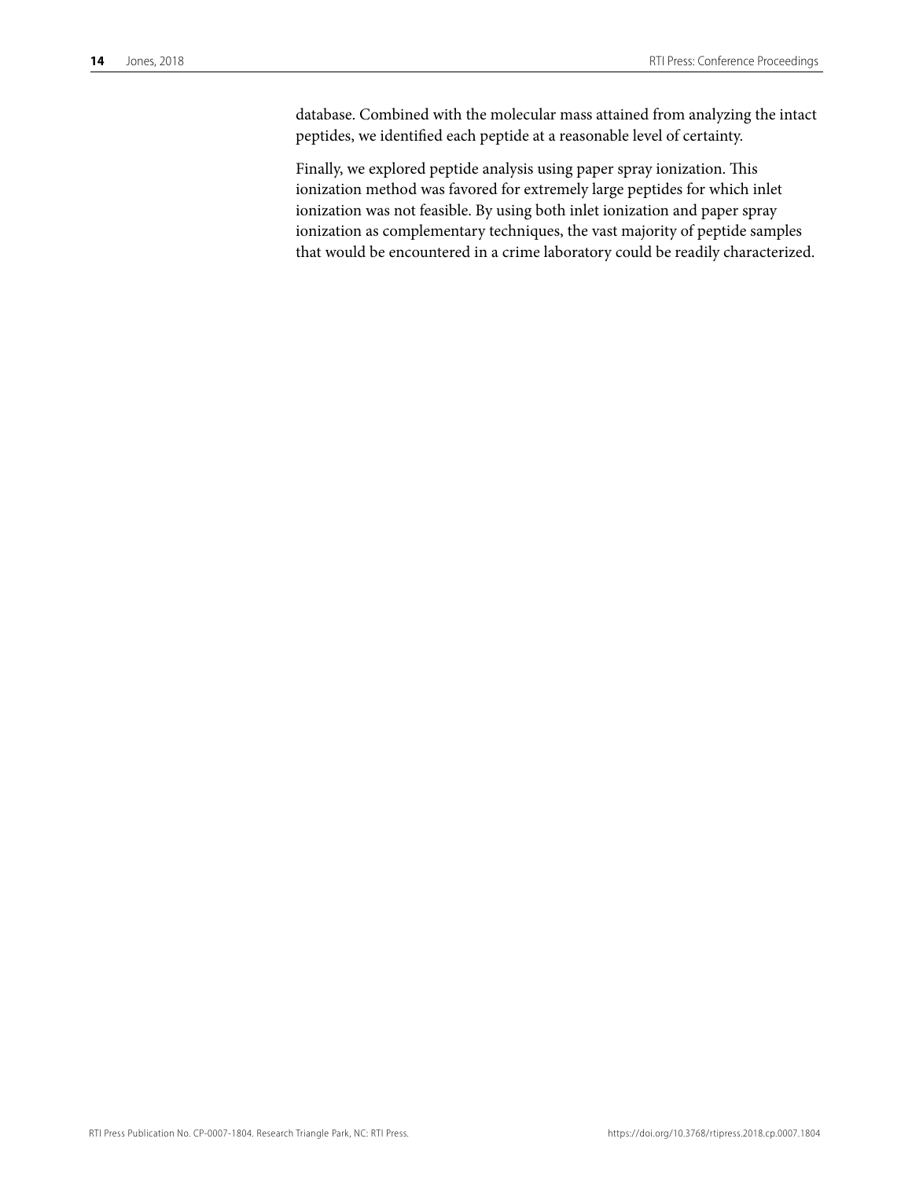database. Combined with the molecular mass attained from analyzing the intact peptides, we identified each peptide at a reasonable level of certainty.

Finally, we explored peptide analysis using paper spray ionization. This ionization method was favored for extremely large peptides for which inlet ionization was not feasible. By using both inlet ionization and paper spray ionization as complementary techniques, the vast majority of peptide samples that would be encountered in a crime laboratory could be readily characterized.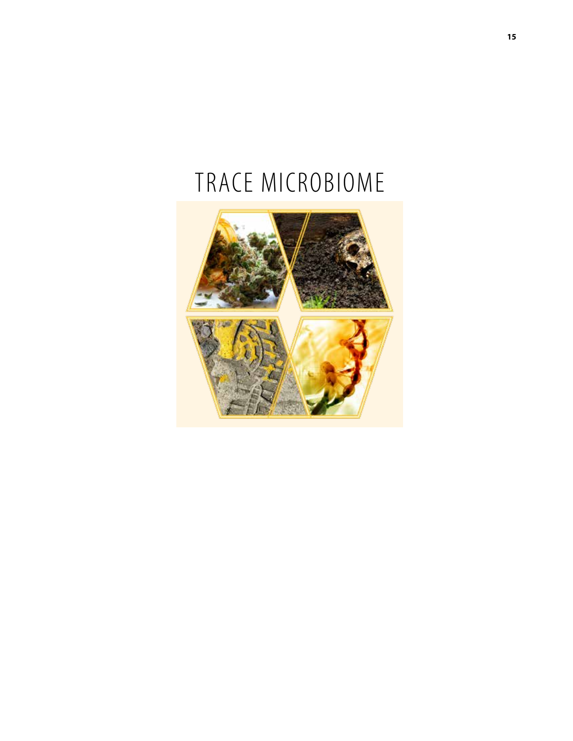# TRACE MICROBIOME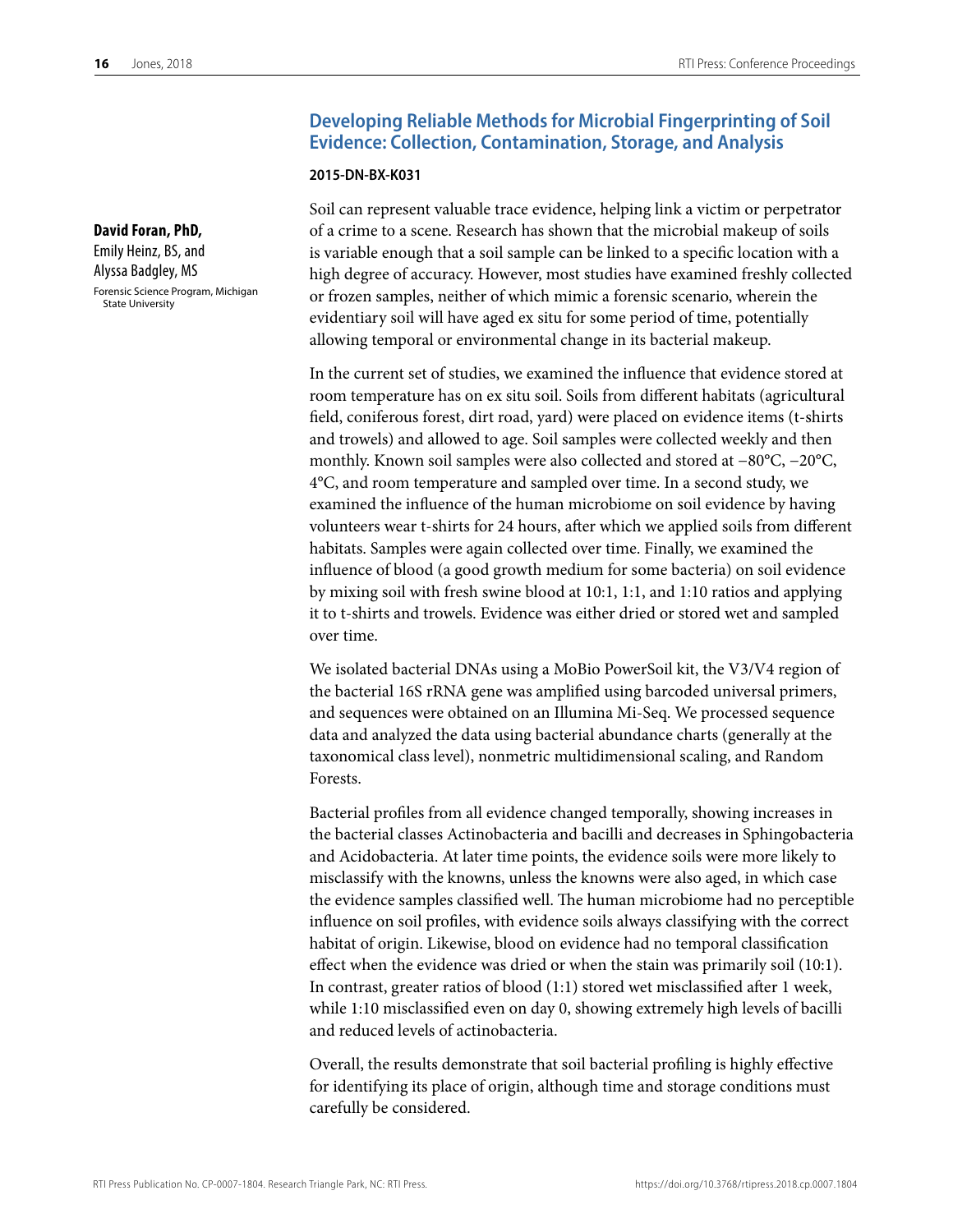## Developing Reliable Methods for Microbial Fingerprinting of Soil Evidence: Collection, Contamination, Storage, and Analysis

**2015-DN-BX-K031**

**David Foran, PhD,**
Emily Heinz, BS, and
Alyssa Badgley, MS

Forensic Science Program, Michigan State University

Soil can represent valuable trace evidence, helping link a victim or perpetrator of a crime to a scene. Research has shown that the microbial makeup of soils is variable enough that a soil sample can be linked to a specific location with a high degree of accuracy. However, most studies have examined freshly collected or frozen samples, neither of which mimic a forensic scenario, wherein the evidentiary soil will have aged ex situ for some period of time, potentially allowing temporal or environmental change in its bacterial makeup.

In the current set of studies, we examined the influence that evidence stored at room temperature has on ex situ soil. Soils from different habitats (agricultural field, coniferous forest, dirt road, yard) were placed on evidence items (t-shirts and trowels) and allowed to age. Soil samples were collected weekly and then monthly. Known soil samples were also collected and stored at −80°C, −20°C, 4°C, and room temperature and sampled over time. In a second study, we examined the influence of the human microbiome on soil evidence by having volunteers wear t-shirts for 24 hours, after which we applied soils from different habitats. Samples were again collected over time. Finally, we examined the influence of blood (a good growth medium for some bacteria) on soil evidence by mixing soil with fresh swine blood at 10:1, 1:1, and 1:10 ratios and applying it to t-shirts and trowels. Evidence was either dried or stored wet and sampled over time.

We isolated bacterial DNAs using a MoBio PowerSoil kit, the V3/V4 region of the bacterial 16S rRNA gene was amplified using barcoded universal primers, and sequences were obtained on an Illumina Mi-Seq. We processed sequence data and analyzed the data using bacterial abundance charts (generally at the taxonomical class level), nonmetric multidimensional scaling, and Random Forests.

Bacterial profiles from all evidence changed temporally, showing increases in the bacterial classes Actinobacteria and bacilli and decreases in Sphingobacteria and Acidobacteria. At later time points, the evidence soils were more likely to misclassify with the knowns, unless the knowns were also aged, in which case the evidence samples classified well. The human microbiome had no perceptible influence on soil profiles, with evidence soils always classifying with the correct habitat of origin. Likewise, blood on evidence had no temporal classification effect when the evidence was dried or when the stain was primarily soil (10:1). In contrast, greater ratios of blood (1:1) stored wet misclassified after 1 week, while 1:10 misclassified even on day 0, showing extremely high levels of bacilli and reduced levels of actinobacteria.

Overall, the results demonstrate that soil bacterial profiling is highly effective for identifying its place of origin, although time and storage conditions must carefully be considered.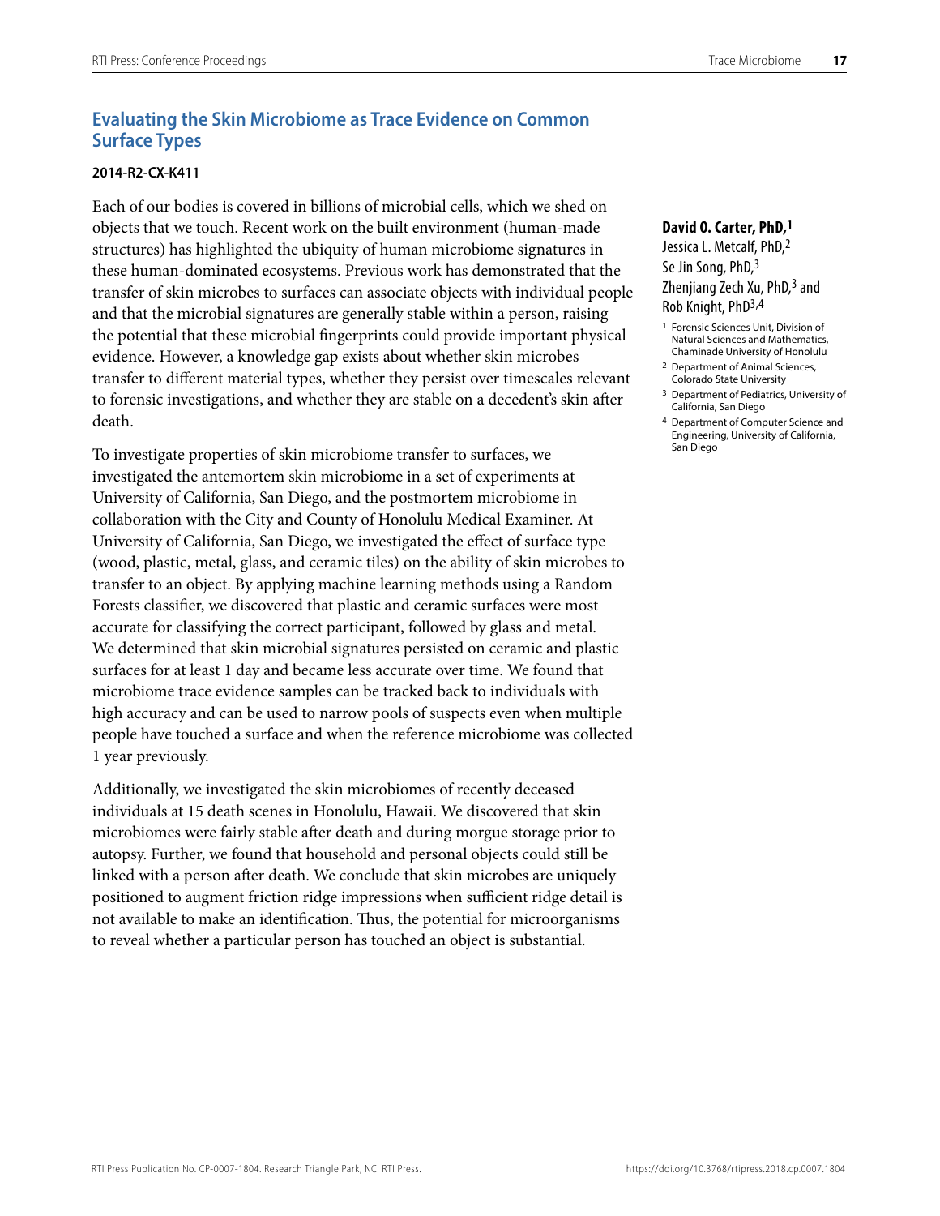## Evaluating the Skin Microbiome as Trace Evidence on Common Surface Types

**2014-R2-CX-K411**

**David O. Carter, PhD,[1]**
Jessica L. Metcalf, PhD,[2]
Se Jin Song, PhD,[3]
Zhenjiang Zech Xu, PhD,[3] and
Rob Knight, PhD[3,4]

[1] Forensic Sciences Unit, Division of Natural Sciences and Mathematics, Chaminade University of Honolulu

[2] Department of Animal Sciences, Colorado State University

[3] Department of Pediatrics, University of California, San Diego

[4] Department of Computer Science and Engineering, University of California, San Diego

Each of our bodies is covered in billions of microbial cells, which we shed on objects that we touch. Recent work on the built environment (human-made structures) has highlighted the ubiquity of human microbiome signatures in these human-dominated ecosystems. Previous work has demonstrated that the transfer of skin microbes to surfaces can associate objects with individual people and that the microbial signatures are generally stable within a person, raising the potential that these microbial fingerprints could provide important physical evidence. However, a knowledge gap exists about whether skin microbes transfer to different material types, whether they persist over timescales relevant to forensic investigations, and whether they are stable on a decedent's skin after death.

To investigate properties of skin microbiome transfer to surfaces, we investigated the antemortem skin microbiome in a set of experiments at University of California, San Diego, and the postmortem microbiome in collaboration with the City and County of Honolulu Medical Examiner. At University of California, San Diego, we investigated the effect of surface type (wood, plastic, metal, glass, and ceramic tiles) on the ability of skin microbes to transfer to an object. By applying machine learning methods using a Random Forests classifier, we discovered that plastic and ceramic surfaces were most accurate for classifying the correct participant, followed by glass and metal. We determined that skin microbial signatures persisted on ceramic and plastic surfaces for at least 1 day and became less accurate over time. We found that microbiome trace evidence samples can be tracked back to individuals with high accuracy and can be used to narrow pools of suspects even when multiple people have touched a surface and when the reference microbiome was collected 1 year previously.

Additionally, we investigated the skin microbiomes of recently deceased individuals at 15 death scenes in Honolulu, Hawaii. We discovered that skin microbiomes were fairly stable after death and during morgue storage prior to autopsy. Further, we found that household and personal objects could still be linked with a person after death. We conclude that skin microbes are uniquely positioned to augment friction ridge impressions when sufficient ridge detail is not available to make an identification. Thus, the potential for microorganisms to reveal whether a particular person has touched an object is substantial.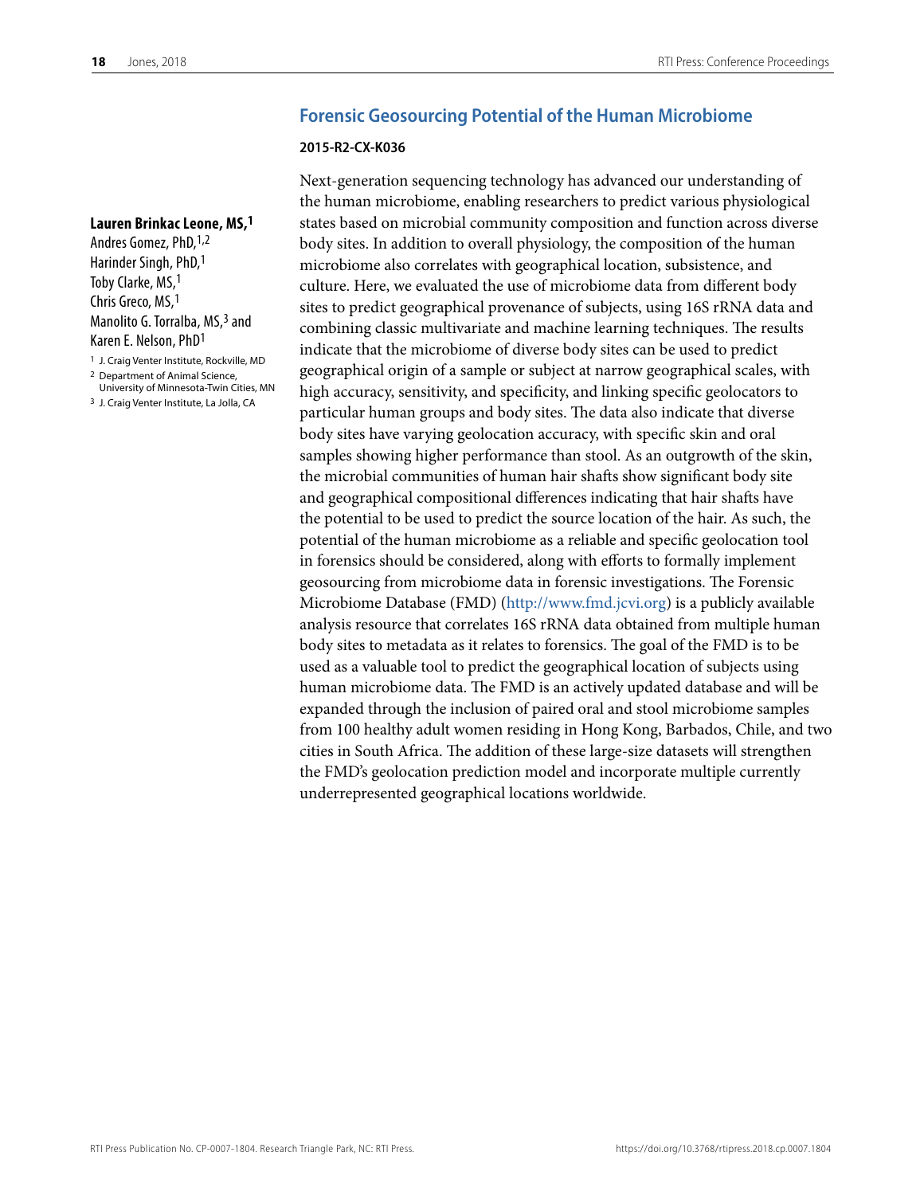## Forensic Geosourcing Potential of the Human Microbiome

**2015-R2-CX-K036**

**Lauren Brinkac Leone, MS,[1]**
Andres Gomez, PhD,[1,2]
Harinder Singh, PhD,[1]
Toby Clarke, MS,[1]
Chris Greco, MS,[1]
Manolito G. Torralba, MS,[3] and
Karen E. Nelson, PhD[1]

[1] J. Craig Venter Institute, Rockville, MD
[2] Department of Animal Science, University of Minnesota-Twin Cities, MN
[3] J. Craig Venter Institute, La Jolla, CA

Next-generation sequencing technology has advanced our understanding of the human microbiome, enabling researchers to predict various physiological states based on microbial community composition and function across diverse body sites. In addition to overall physiology, the composition of the human microbiome also correlates with geographical location, subsistence, and culture. Here, we evaluated the use of microbiome data from different body sites to predict geographical provenance of subjects, using 16S rRNA data and combining classic multivariate and machine learning techniques. The results indicate that the microbiome of diverse body sites can be used to predict geographical origin of a sample or subject at narrow geographical scales, with high accuracy, sensitivity, and specificity, and linking specific geolocators to particular human groups and body sites. The data also indicate that diverse body sites have varying geolocation accuracy, with specific skin and oral samples showing higher performance than stool. As an outgrowth of the skin, the microbial communities of human hair shafts show significant body site and geographical compositional differences indicating that hair shafts have the potential to be used to predict the source location of the hair. As such, the potential of the human microbiome as a reliable and specific geolocation tool in forensics should be considered, along with efforts to formally implement geosourcing from microbiome data in forensic investigations. The Forensic Microbiome Database (FMD) (http://www.fmd.jcvi.org) is a publicly available analysis resource that correlates 16S rRNA data obtained from multiple human body sites to metadata as it relates to forensics. The goal of the FMD is to be used as a valuable tool to predict the geographical location of subjects using human microbiome data. The FMD is an actively updated database and will be expanded through the inclusion of paired oral and stool microbiome samples from 100 healthy adult women residing in Hong Kong, Barbados, Chile, and two cities in South Africa. The addition of these large-size datasets will strengthen the FMD's geolocation prediction model and incorporate multiple currently underrepresented geographical locations worldwide.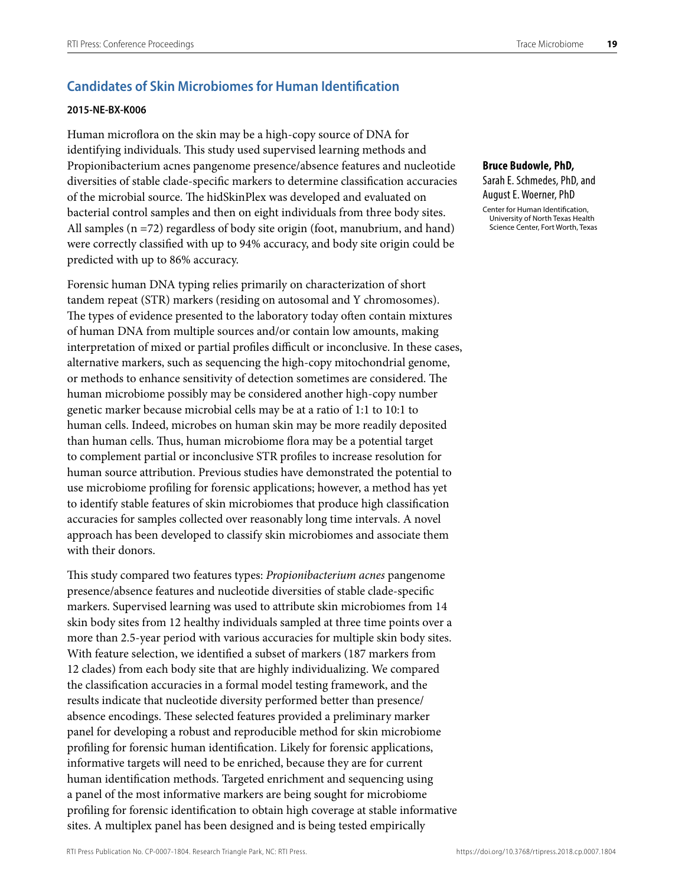## Candidates of Skin Microbiomes for Human Identification

**2015-NE-BX-K006**

**Bruce Budowle, PhD,** Sarah E. Schmedes, PhD, and August E. Woerner, PhD

Center for Human Identification, University of North Texas Health Science Center, Fort Worth, Texas

Human microflora on the skin may be a high-copy source of DNA for identifying individuals. This study used supervised learning methods and Propionibacterium acnes pangenome presence/absence features and nucleotide diversities of stable clade-specific markers to determine classification accuracies of the microbial source. The hidSkinPlex was developed and evaluated on bacterial control samples and then on eight individuals from three body sites. All samples (n =72) regardless of body site origin (foot, manubrium, and hand) were correctly classified with up to 94% accuracy, and body site origin could be predicted with up to 86% accuracy.

Forensic human DNA typing relies primarily on characterization of short tandem repeat (STR) markers (residing on autosomal and Y chromosomes). The types of evidence presented to the laboratory today often contain mixtures of human DNA from multiple sources and/or contain low amounts, making interpretation of mixed or partial profiles difficult or inconclusive. In these cases, alternative markers, such as sequencing the high-copy mitochondrial genome, or methods to enhance sensitivity of detection sometimes are considered. The human microbiome possibly may be considered another high-copy number genetic marker because microbial cells may be at a ratio of 1:1 to 10:1 to human cells. Indeed, microbes on human skin may be more readily deposited than human cells. Thus, human microbiome flora may be a potential target to complement partial or inconclusive STR profiles to increase resolution for human source attribution. Previous studies have demonstrated the potential to use microbiome profiling for forensic applications; however, a method has yet to identify stable features of skin microbiomes that produce high classification accuracies for samples collected over reasonably long time intervals. A novel approach has been developed to classify skin microbiomes and associate them with their donors.

This study compared two features types: *Propionibacterium acnes* pangenome presence/absence features and nucleotide diversities of stable clade-specific markers. Supervised learning was used to attribute skin microbiomes from 14 skin body sites from 12 healthy individuals sampled at three time points over a more than 2.5-year period with various accuracies for multiple skin body sites. With feature selection, we identified a subset of markers (187 markers from 12 clades) from each body site that are highly individualizing. We compared the classification accuracies in a formal model testing framework, and the results indicate that nucleotide diversity performed better than presence/absence encodings. These selected features provided a preliminary marker panel for developing a robust and reproducible method for skin microbiome profiling for forensic human identification. Likely for forensic applications, informative targets will need to be enriched, because they are for current human identification methods. Targeted enrichment and sequencing using a panel of the most informative markers are being sought for microbiome profiling for forensic identification to obtain high coverage at stable informative sites. A multiplex panel has been designed and is being tested empirically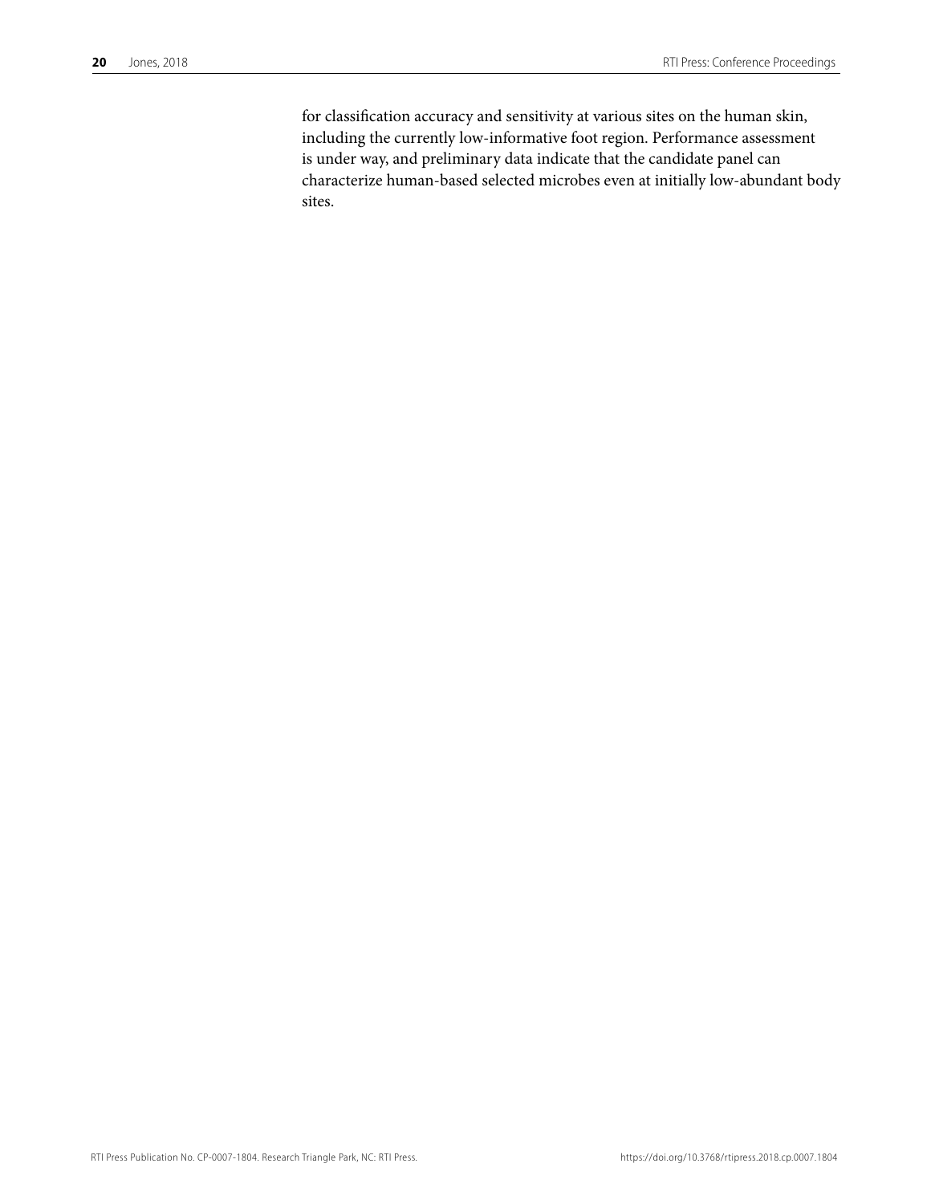for classification accuracy and sensitivity at various sites on the human skin, including the currently low-informative foot region. Performance assessment is under way, and preliminary data indicate that the candidate panel can characterize human-based selected microbes even at initially low-abundant body sites.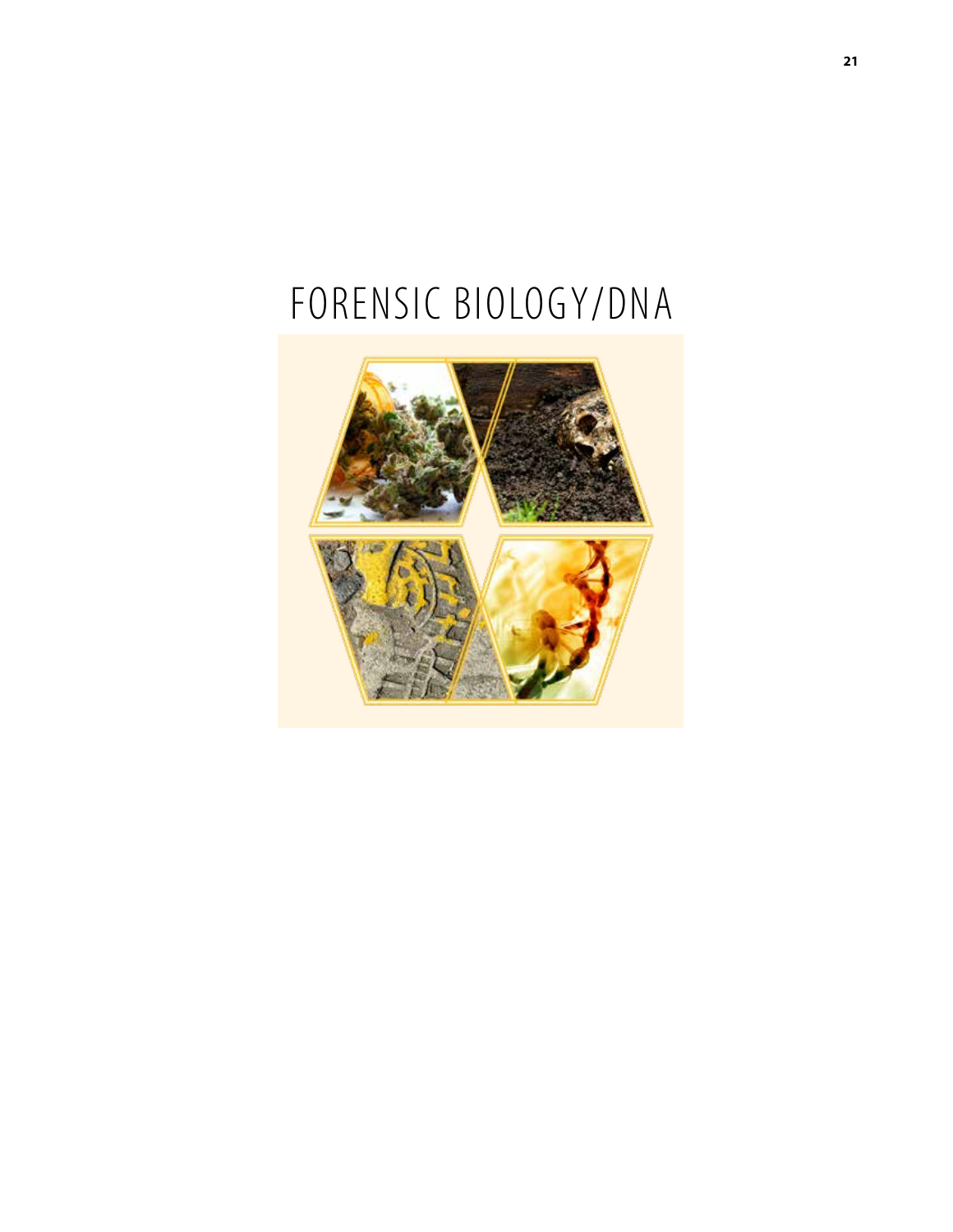# FORENSIC BIOLOGY/DNA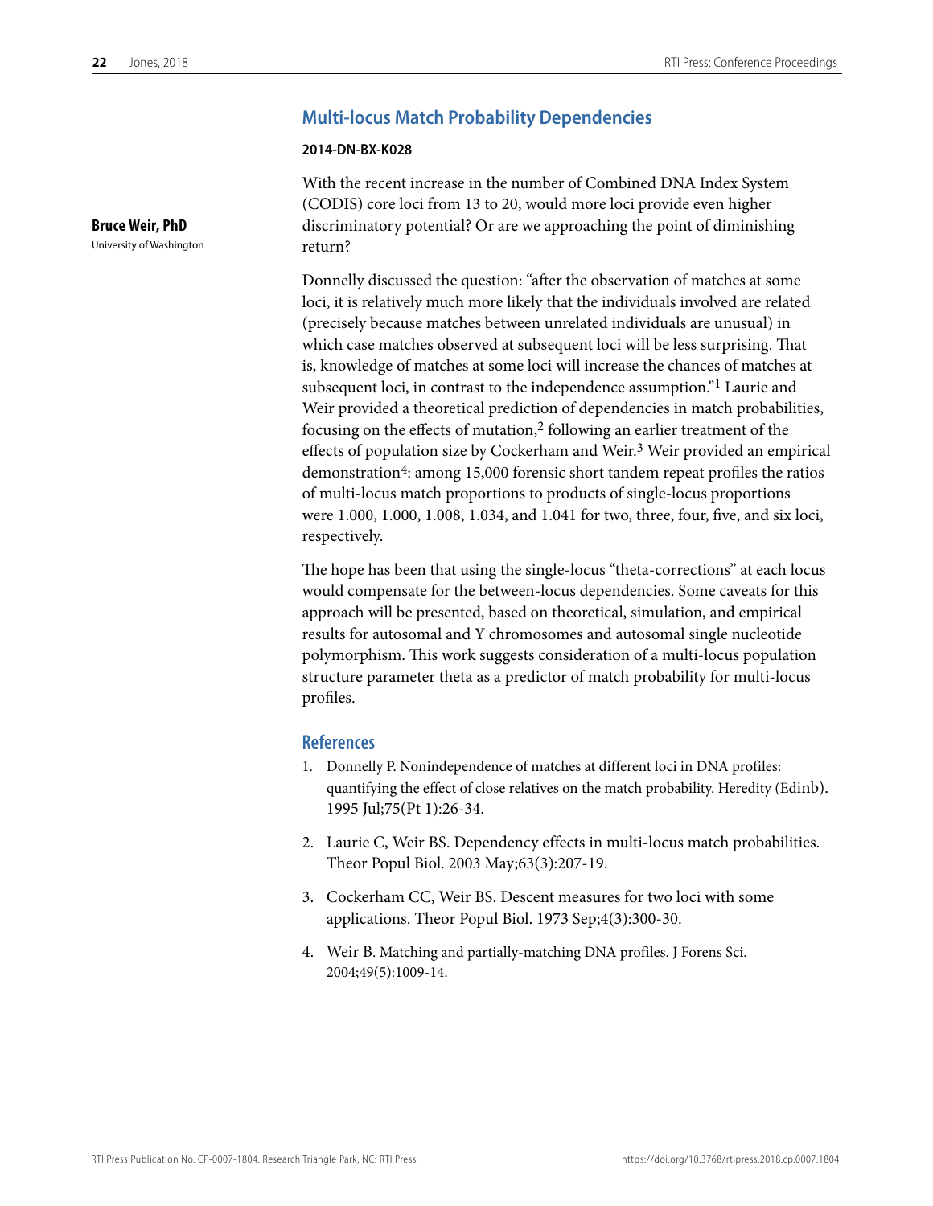## Multi-locus Match Probability Dependencies

**2014-DN-BX-K028**

**Bruce Weir, PhD**
University of Washington

With the recent increase in the number of Combined DNA Index System (CODIS) core loci from 13 to 20, would more loci provide even higher discriminatory potential? Or are we approaching the point of diminishing return?

Donnelly discussed the question: "after the observation of matches at some loci, it is relatively much more likely that the individuals involved are related (precisely because matches between unrelated individuals are unusual) in which case matches observed at subsequent loci will be less surprising. That is, knowledge of matches at some loci will increase the chances of matches at subsequent loci, in contrast to the independence assumption."[1] Laurie and Weir provided a theoretical prediction of dependencies in match probabilities, focusing on the effects of mutation,[2] following an earlier treatment of the effects of population size by Cockerham and Weir.[3] Weir provided an empirical demonstration[4]: among 15,000 forensic short tandem repeat profiles the ratios of multi-locus match proportions to products of single-locus proportions were 1.000, 1.000, 1.008, 1.034, and 1.041 for two, three, four, five, and six loci, respectively.

The hope has been that using the single-locus "theta-corrections" at each locus would compensate for the between-locus dependencies. Some caveats for this approach will be presented, based on theoretical, simulation, and empirical results for autosomal and Y chromosomes and autosomal single nucleotide polymorphism. This work suggests consideration of a multi-locus population structure parameter theta as a predictor of match probability for multi-locus profiles.

### References

1. Donnelly P. Nonindependence of matches at different loci in DNA profiles: quantifying the effect of close relatives on the match probability. Heredity (Edinb). 1995 Jul;75(Pt 1):26-34.
2. Laurie C, Weir BS. Dependency effects in multi-locus match probabilities. Theor Popul Biol. 2003 May;63(3):207-19.
3. Cockerham CC, Weir BS. Descent measures for two loci with some applications. Theor Popul Biol. 1973 Sep;4(3):300-30.
4. Weir B. Matching and partially-matching DNA profiles. J Forens Sci. 2004;49(5):1009-14.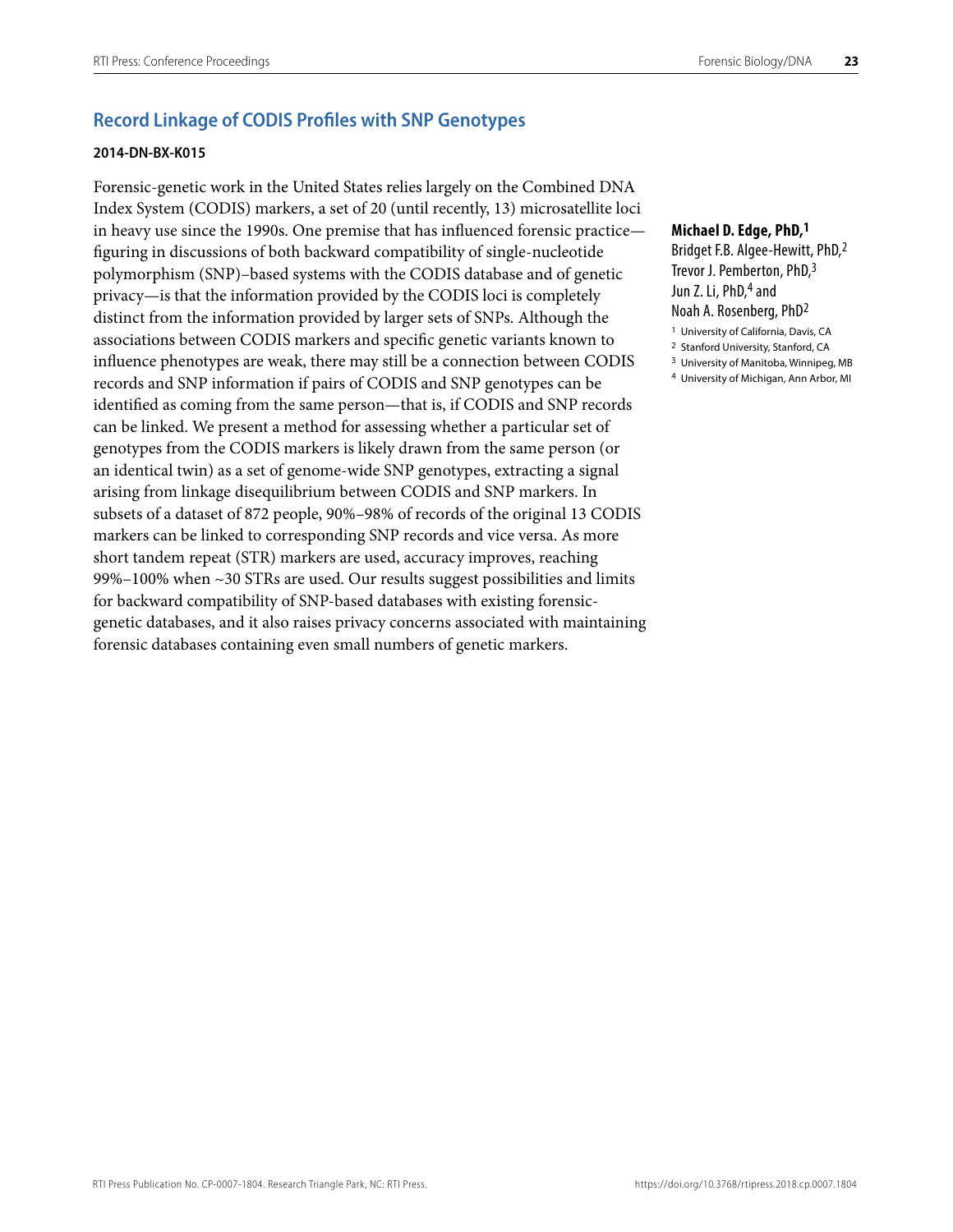## Record Linkage of CODIS Profiles with SNP Genotypes

**2014-DN-BX-K015**

**Michael D. Edge, PhD,[1]**
Bridget F.B. Algee-Hewitt, PhD,[2]
Trevor J. Pemberton, PhD,[3]
Jun Z. Li, PhD,[4] and
Noah A. Rosenberg, PhD[2]

[1] University of California, Davis, CA
[2] Stanford University, Stanford, CA
[3] University of Manitoba, Winnipeg, MB
[4] University of Michigan, Ann Arbor, MI

Forensic-genetic work in the United States relies largely on the Combined DNA Index System (CODIS) markers, a set of 20 (until recently, 13) microsatellite loci in heavy use since the 1990s. One premise that has influenced forensic practice—figuring in discussions of both backward compatibility of single-nucleotide polymorphism (SNP)–based systems with the CODIS database and of genetic privacy—is that the information provided by the CODIS loci is completely distinct from the information provided by larger sets of SNPs. Although the associations between CODIS markers and specific genetic variants known to influence phenotypes are weak, there may still be a connection between CODIS records and SNP information if pairs of CODIS and SNP genotypes can be identified as coming from the same person—that is, if CODIS and SNP records can be linked. We present a method for assessing whether a particular set of genotypes from the CODIS markers is likely drawn from the same person (or an identical twin) as a set of genome-wide SNP genotypes, extracting a signal arising from linkage disequilibrium between CODIS and SNP markers. In subsets of a dataset of 872 people, 90%–98% of records of the original 13 CODIS markers can be linked to corresponding SNP records and vice versa. As more short tandem repeat (STR) markers are used, accuracy improves, reaching 99%–100% when ~30 STRs are used. Our results suggest possibilities and limits for backward compatibility of SNP-based databases with existing forensic-genetic databases, and it also raises privacy concerns associated with maintaining forensic databases containing even small numbers of genetic markers.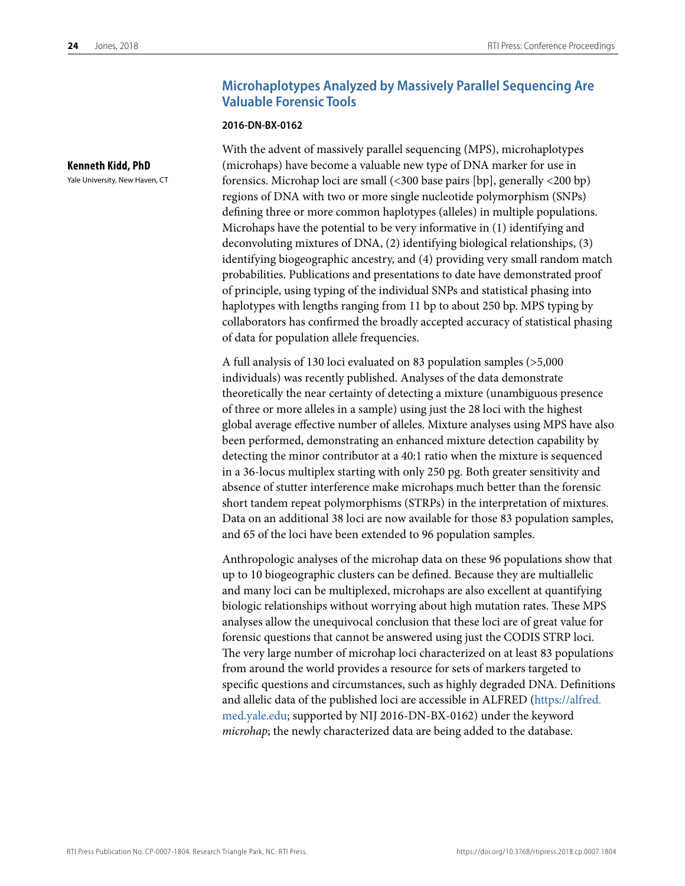## Microhaplotypes Analyzed by Massively Parallel Sequencing Are Valuable Forensic Tools

**2016-DN-BX-0162**

**Kenneth Kidd, PhD**
Yale University, New Haven, CT

With the advent of massively parallel sequencing (MPS), microhaplotypes (microhaps) have become a valuable new type of DNA marker for use in forensics. Microhap loci are small (<300 base pairs [bp], generally <200 bp) regions of DNA with two or more single nucleotide polymorphism (SNPs) defining three or more common haplotypes (alleles) in multiple populations. Microhaps have the potential to be very informative in (1) identifying and deconvoluting mixtures of DNA, (2) identifying biological relationships, (3) identifying biogeographic ancestry, and (4) providing very small random match probabilities. Publications and presentations to date have demonstrated proof of principle, using typing of the individual SNPs and statistical phasing into haplotypes with lengths ranging from 11 bp to about 250 bp. MPS typing by collaborators has confirmed the broadly accepted accuracy of statistical phasing of data for population allele frequencies.

A full analysis of 130 loci evaluated on 83 population samples (>5,000 individuals) was recently published. Analyses of the data demonstrate theoretically the near certainty of detecting a mixture (unambiguous presence of three or more alleles in a sample) using just the 28 loci with the highest global average effective number of alleles. Mixture analyses using MPS have also been performed, demonstrating an enhanced mixture detection capability by detecting the minor contributor at a 40:1 ratio when the mixture is sequenced in a 36-locus multiplex starting with only 250 pg. Both greater sensitivity and absence of stutter interference make microhaps much better than the forensic short tandem repeat polymorphisms (STRPs) in the interpretation of mixtures. Data on an additional 38 loci are now available for those 83 population samples, and 65 of the loci have been extended to 96 population samples.

Anthropologic analyses of the microhap data on these 96 populations show that up to 10 biogeographic clusters can be defined. Because they are multiallelic and many loci can be multiplexed, microhaps are also excellent at quantifying biologic relationships without worrying about high mutation rates. These MPS analyses allow the unequivocal conclusion that these loci are of great value for forensic questions that cannot be answered using just the CODIS STRP loci. The very large number of microhap loci characterized on at least 83 populations from around the world provides a resource for sets of markers targeted to specific questions and circumstances, such as highly degraded DNA. Definitions and allelic data of the published loci are accessible in ALFRED (https://alfred.med.yale.edu; supported by NIJ 2016-DN-BX-0162) under the keyword *microhap*; the newly characterized data are being added to the database.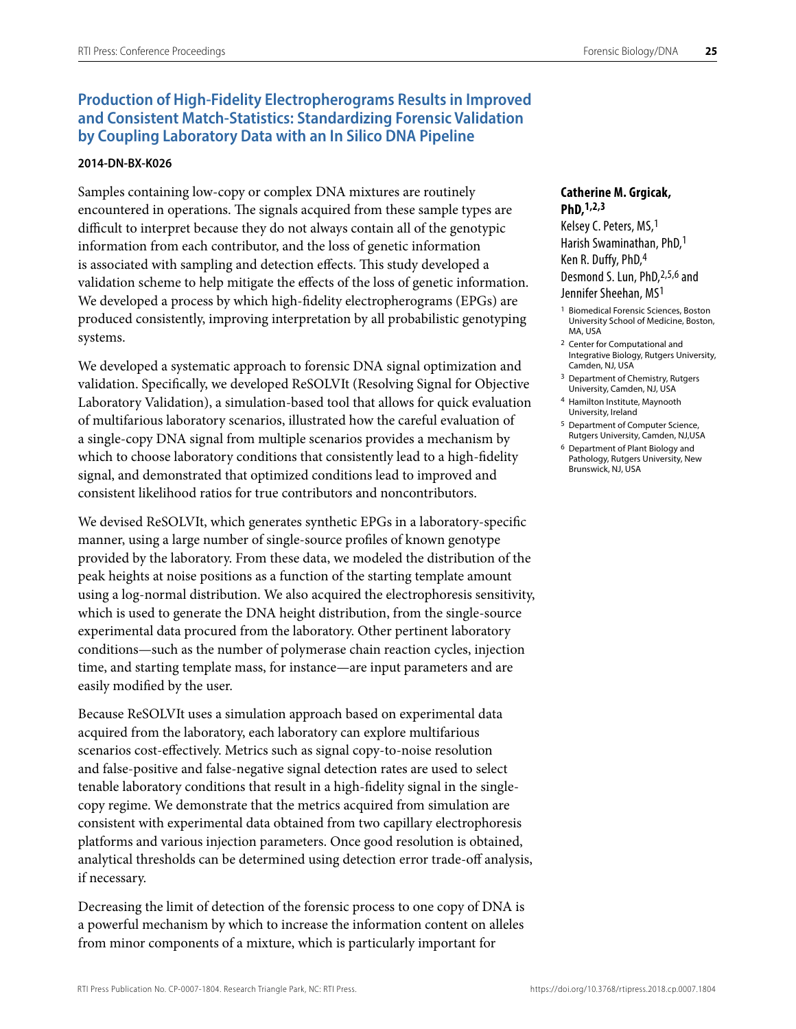## Production of High-Fidelity Electropherograms Results in Improved and Consistent Match-Statistics: Standardizing Forensic Validation by Coupling Laboratory Data with an In Silico DNA Pipeline

**2014-DN-BX-K026**

**Catherine M. Grgicak, PhD,**[1,2,3]
Kelsey C. Peters, MS,[1]
Harish Swaminathan, PhD,[1]
Ken R. Duffy, PhD,[4]
Desmond S. Lun, PhD,[2,5,6] and
Jennifer Sheehan, MS[1]

[1] Biomedical Forensic Sciences, Boston University School of Medicine, Boston, MA, USA

[2] Center for Computational and Integrative Biology, Rutgers University, Camden, NJ, USA

[3] Department of Chemistry, Rutgers University, Camden, NJ, USA

[4] Hamilton Institute, Maynooth University, Ireland

[5] Department of Computer Science, Rutgers University, Camden, NJ,USA

[6] Department of Plant Biology and Pathology, Rutgers University, New Brunswick, NJ, USA

Samples containing low-copy or complex DNA mixtures are routinely encountered in operations. The signals acquired from these sample types are difficult to interpret because they do not always contain all of the genotypic information from each contributor, and the loss of genetic information is associated with sampling and detection effects. This study developed a validation scheme to help mitigate the effects of the loss of genetic information. We developed a process by which high-fidelity electropherograms (EPGs) are produced consistently, improving interpretation by all probabilistic genotyping systems.

We developed a systematic approach to forensic DNA signal optimization and validation. Specifically, we developed ReSOLVIt (Resolving Signal for Objective Laboratory Validation), a simulation-based tool that allows for quick evaluation of multifarious laboratory scenarios, illustrated how the careful evaluation of a single-copy DNA signal from multiple scenarios provides a mechanism by which to choose laboratory conditions that consistently lead to a high-fidelity signal, and demonstrated that optimized conditions lead to improved and consistent likelihood ratios for true contributors and noncontributors.

We devised ReSOLVIt, which generates synthetic EPGs in a laboratory-specific manner, using a large number of single-source profiles of known genotype provided by the laboratory. From these data, we modeled the distribution of the peak heights at noise positions as a function of the starting template amount using a log-normal distribution. We also acquired the electrophoresis sensitivity, which is used to generate the DNA height distribution, from the single-source experimental data procured from the laboratory. Other pertinent laboratory conditions—such as the number of polymerase chain reaction cycles, injection time, and starting template mass, for instance—are input parameters and are easily modified by the user.

Because ReSOLVIt uses a simulation approach based on experimental data acquired from the laboratory, each laboratory can explore multifarious scenarios cost-effectively. Metrics such as signal copy-to-noise resolution and false-positive and false-negative signal detection rates are used to select tenable laboratory conditions that result in a high-fidelity signal in the single-copy regime. We demonstrate that the metrics acquired from simulation are consistent with experimental data obtained from two capillary electrophoresis platforms and various injection parameters. Once good resolution is obtained, analytical thresholds can be determined using detection error trade-off analysis, if necessary.

Decreasing the limit of detection of the forensic process to one copy of DNA is a powerful mechanism by which to increase the information content on alleles from minor components of a mixture, which is particularly important for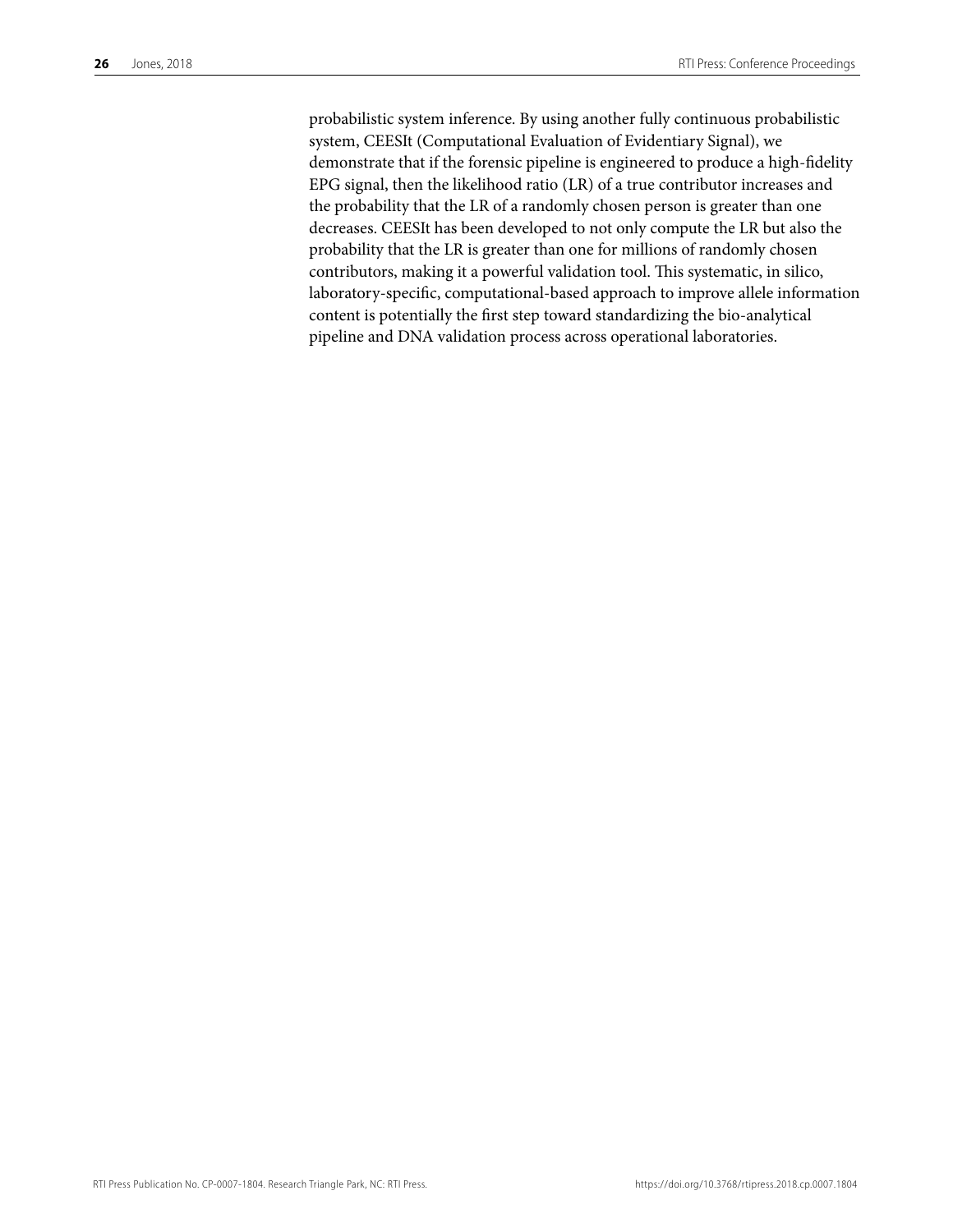probabilistic system inference. By using another fully continuous probabilistic system, CEESIt (Computational Evaluation of Evidentiary Signal), we demonstrate that if the forensic pipeline is engineered to produce a high-fidelity EPG signal, then the likelihood ratio (LR) of a true contributor increases and the probability that the LR of a randomly chosen person is greater than one decreases. CEESIt has been developed to not only compute the LR but also the probability that the LR is greater than one for millions of randomly chosen contributors, making it a powerful validation tool. This systematic, in silico, laboratory-specific, computational-based approach to improve allele information content is potentially the first step toward standardizing the bio-analytical pipeline and DNA validation process across operational laboratories.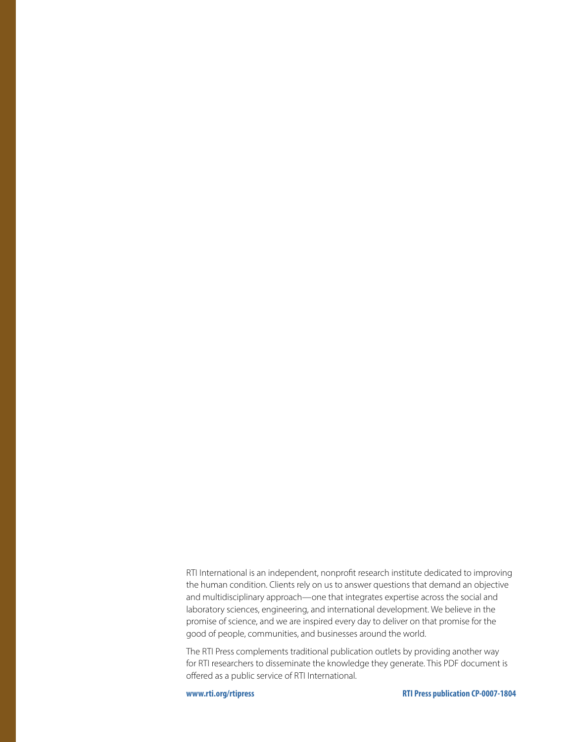RTI International is an independent, nonprofit research institute dedicated to improving the human condition. Clients rely on us to answer questions that demand an objective and multidisciplinary approach—one that integrates expertise across the social and laboratory sciences, engineering, and international development. We believe in the promise of science, and we are inspired every day to deliver on that promise for the good of people, communities, and businesses around the world.

The RTI Press complements traditional publication outlets by providing another way for RTI researchers to disseminate the knowledge they generate. This PDF document is offered as a public service of RTI International.

**www.rti.org/rtipress**

**RTI Press publication CP-0007-1804**